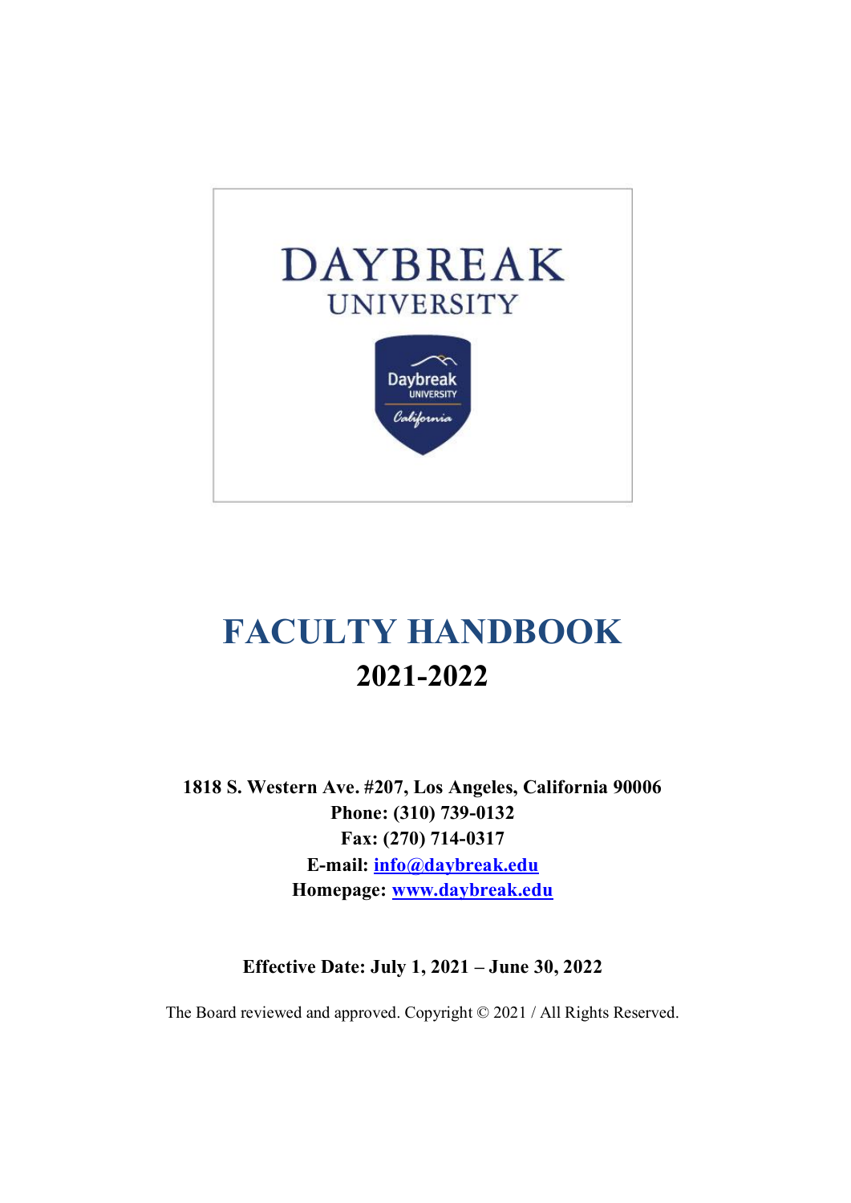DAYBREAK
UNIVERSITY

# FACULTY HANDBOOK

## 2021-2022

**1818 S. Western Ave. #207, Los Angeles, California 90006**
**Phone: (310) 739-0132**
**Fax: (270) 714-0317**
**E-mail: info@daybreak.edu**
**Homepage: www.daybreak.edu**

**Effective Date: July 1, 2021 – June 30, 2022**

The Board reviewed and approved. Copyright © 2021 / All Rights Reserved.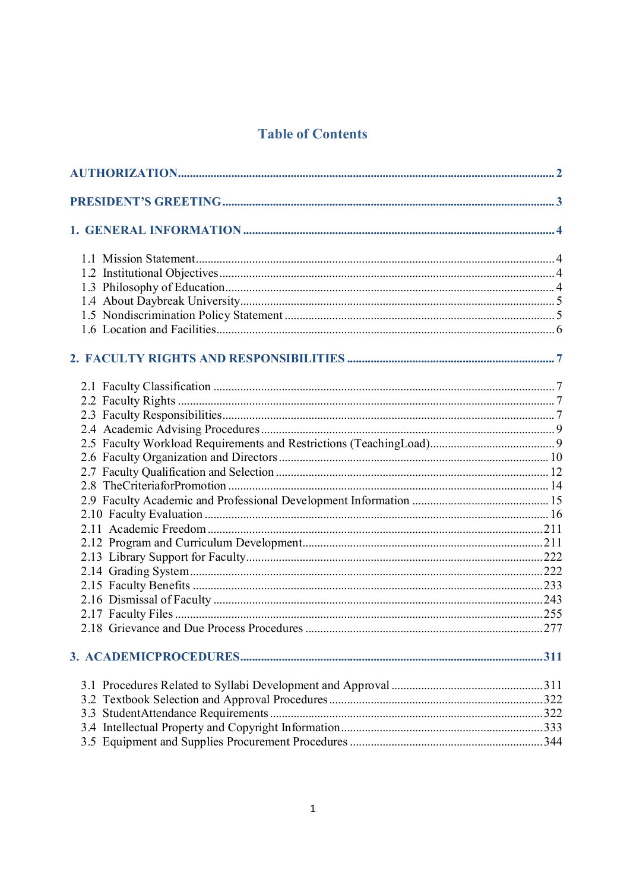# Table of Contents

**AUTHORIZATION** ........................................................................................................ 2

**PRESIDENT'S GREETING** ........................................................................................ 3

**1. GENERAL INFORMATION** .................................................................................. 4

- 1.1 Mission Statement ................................................................................................ 4
- 1.2 Institutional Objectives ......................................................................................... 4
- 1.3 Philosophy of Education ....................................................................................... 4
- 1.4 About Daybreak University ................................................................................... 5
- 1.5 Nondiscrimination Policy Statement ..................................................................... 5
- 1.6 Location and Facilities ........................................................................................... 6

**2. FACULTY RIGHTS AND RESPONSIBILITIES** ..................................................... 7

- 2.1 Faculty Classification ............................................................................................ 7
- 2.2 Faculty Rights ....................................................................................................... 7
- 2.3 Faculty Responsibilities ........................................................................................ 7
- 2.4 Academic Advising Procedures ............................................................................ 9
- 2.5 Faculty Workload Requirements and Restrictions (TeachingLoad) ...................... 9
- 2.6 Faculty Organization and Directors ..................................................................... 10
- 2.7 Faculty Qualification and Selection ..................................................................... 12
- 2.8 TheCriteriaforPromotion ..................................................................................... 14
- 2.9 Faculty Academic and Professional Development Information ........................... 15
- 2.10 Faculty Evaluation ............................................................................................. 16
- 2.11 Academic Freedom ........................................................................................... 211
- 2.12 Program and Curriculum Development ............................................................. 211
- 2.13 Library Support for Faculty ................................................................................ 222
- 2.14 Grading System ................................................................................................. 222
- 2.15 Faculty Benefits ................................................................................................. 233
- 2.16 Dismissal of Faculty .......................................................................................... 243
- 2.17 Faculty Files ...................................................................................................... 255
- 2.18 Grievance and Due Process Procedures ............................................................ 277

**3. ACADEMICPROCEDURES** ................................................................................. 311

- 3.1 Procedures Related to Syllabi Development and Approval ................................. 311
- 3.2 Textbook Selection and Approval Procedures ..................................................... 322
- 3.3 StudentAttendance Requirements ...................................................................... 322
- 3.4 Intellectual Property and Copyright Information ................................................ 333
- 3.5 Equipment and Supplies Procurement Procedures ............................................. 344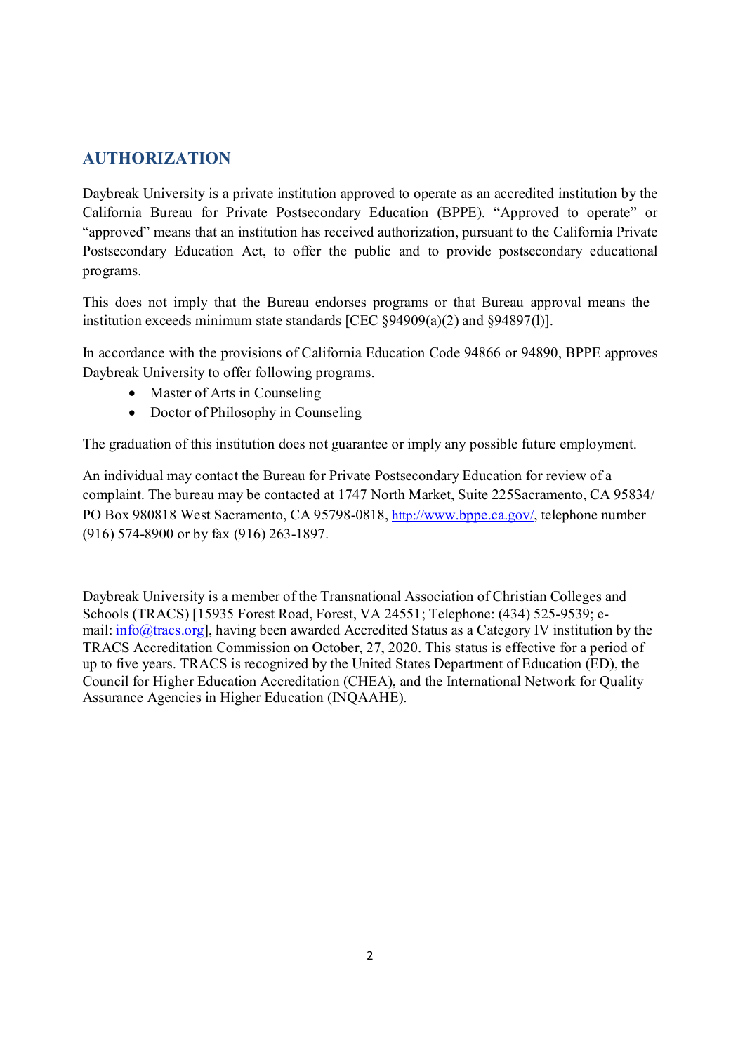## AUTHORIZATION

Daybreak University is a private institution approved to operate as an accredited institution by the California Bureau for Private Postsecondary Education (BPPE). "Approved to operate" or "approved" means that an institution has received authorization, pursuant to the California Private Postsecondary Education Act, to offer the public and to provide postsecondary educational programs.

This does not imply that the Bureau endorses programs or that Bureau approval means the institution exceeds minimum state standards [CEC §94909(a)(2) and §94897(l)].

In accordance with the provisions of California Education Code 94866 or 94890, BPPE approves Daybreak University to offer following programs.

- Master of Arts in Counseling
- Doctor of Philosophy in Counseling

The graduation of this institution does not guarantee or imply any possible future employment.

An individual may contact the Bureau for Private Postsecondary Education for review of a complaint. The bureau may be contacted at 1747 North Market, Suite 225Sacramento, CA 95834/ PO Box 980818 West Sacramento, CA 95798-0818, http://www.bppe.ca.gov/, telephone number (916) 574-8900 or by fax (916) 263-1897.

Daybreak University is a member of the Transnational Association of Christian Colleges and Schools (TRACS) [15935 Forest Road, Forest, VA 24551; Telephone: (434) 525-9539; e-mail: info@tracs.org], having been awarded Accredited Status as a Category IV institution by the TRACS Accreditation Commission on October, 27, 2020. This status is effective for a period of up to five years. TRACS is recognized by the United States Department of Education (ED), the Council for Higher Education Accreditation (CHEA), and the International Network for Quality Assurance Agencies in Higher Education (INQAAHE).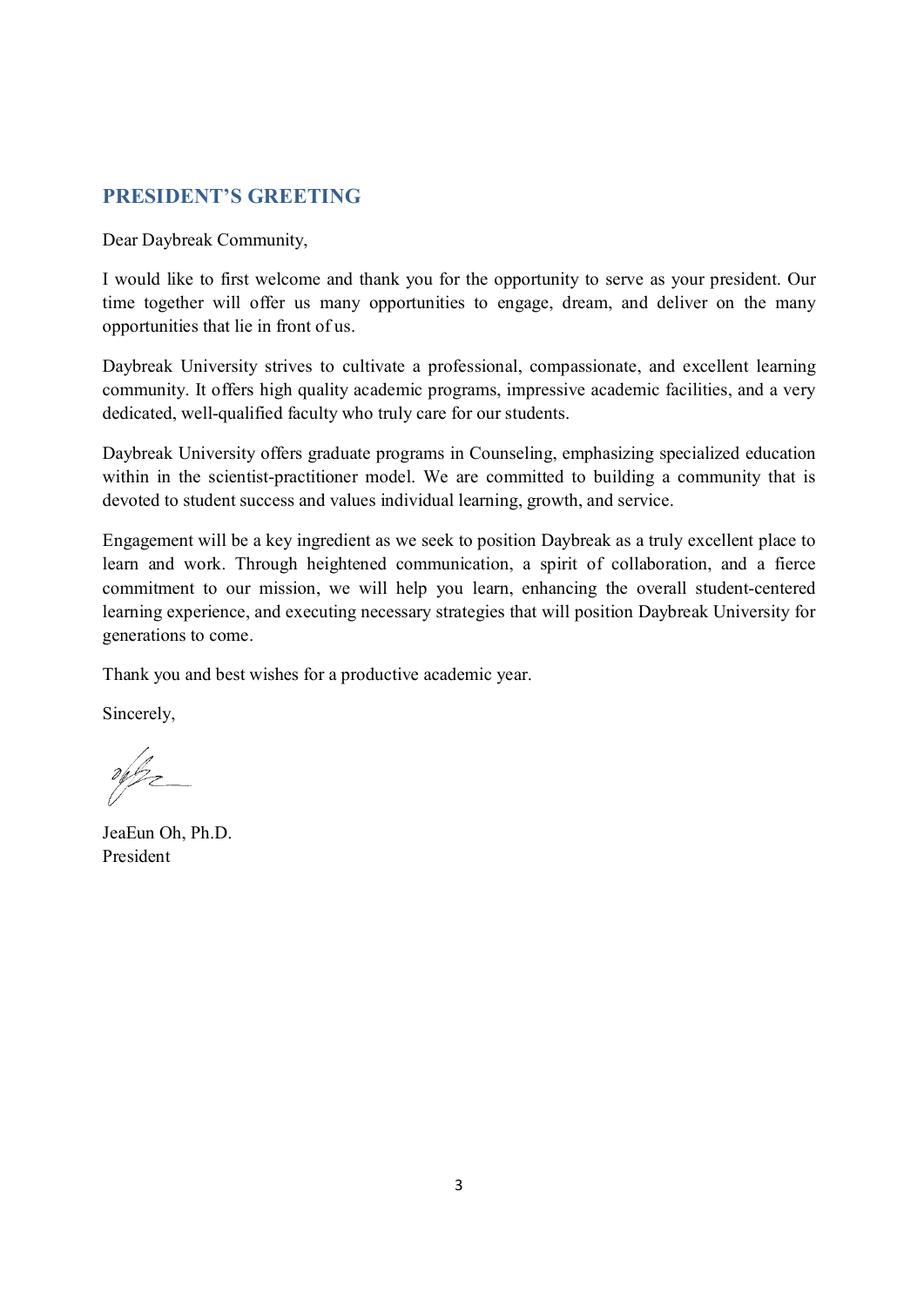## PRESIDENT'S GREETING

Dear Daybreak Community,

I would like to first welcome and thank you for the opportunity to serve as your president. Our time together will offer us many opportunities to engage, dream, and deliver on the many opportunities that lie in front of us.

Daybreak University strives to cultivate a professional, compassionate, and excellent learning community. It offers high quality academic programs, impressive academic facilities, and a very dedicated, well-qualified faculty who truly care for our students.

Daybreak University offers graduate programs in Counseling, emphasizing specialized education within in the scientist-practitioner model. We are committed to building a community that is devoted to student success and values individual learning, growth, and service.

Engagement will be a key ingredient as we seek to position Daybreak as a truly excellent place to learn and work. Through heightened communication, a spirit of collaboration, and a fierce commitment to our mission, we will help you learn, enhancing the overall student-centered learning experience, and executing necessary strategies that will position Daybreak University for generations to come.

Thank you and best wishes for a productive academic year.

Sincerely,

JeaEun Oh, Ph.D.
President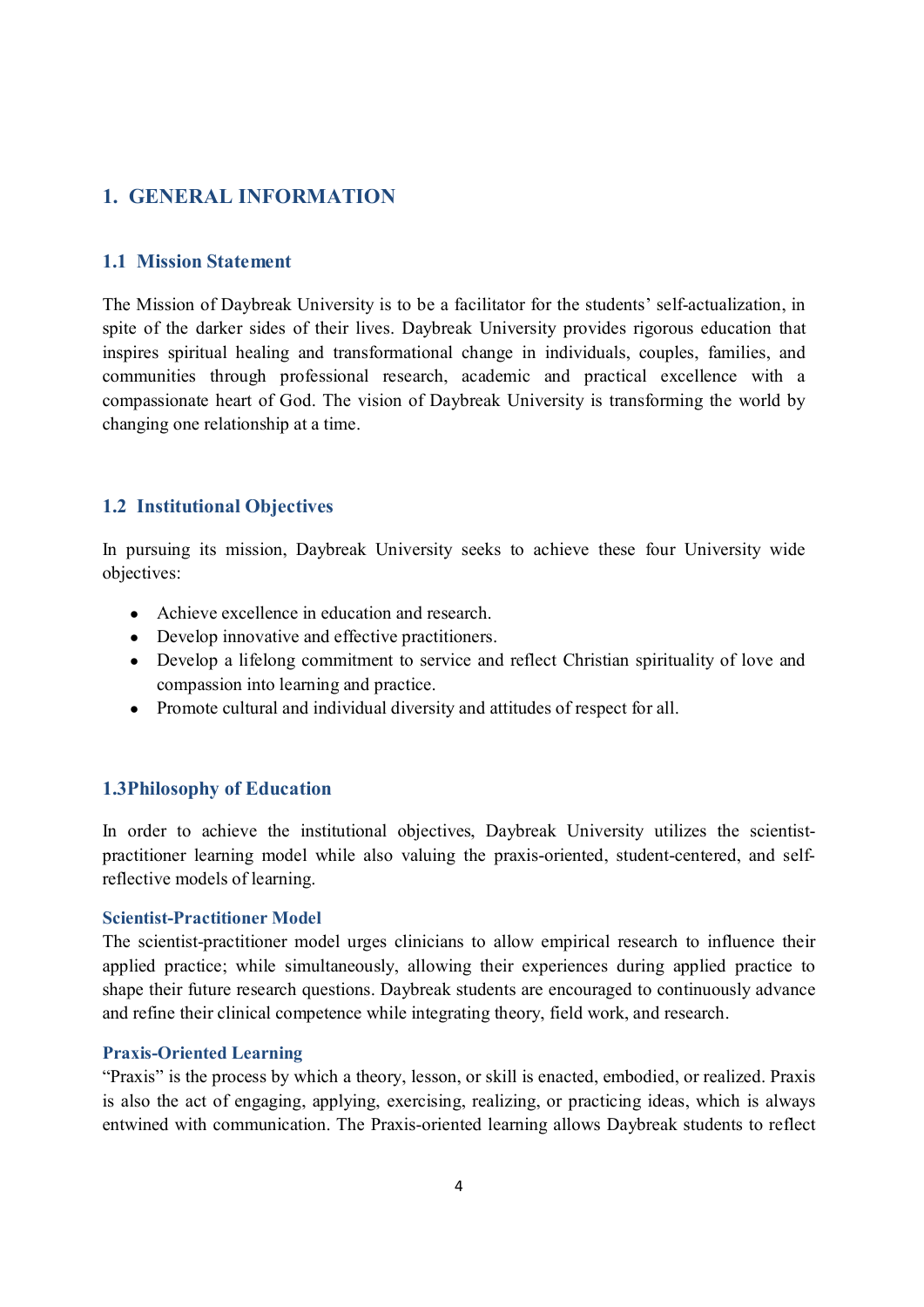# 1. GENERAL INFORMATION

## 1.1 Mission Statement

The Mission of Daybreak University is to be a facilitator for the students' self-actualization, in spite of the darker sides of their lives. Daybreak University provides rigorous education that inspires spiritual healing and transformational change in individuals, couples, families, and communities through professional research, academic and practical excellence with a compassionate heart of God. The vision of Daybreak University is transforming the world by changing one relationship at a time.

## 1.2 Institutional Objectives

In pursuing its mission, Daybreak University seeks to achieve these four University wide objectives:

- Achieve excellence in education and research.
- Develop innovative and effective practitioners.
- Develop a lifelong commitment to service and reflect Christian spirituality of love and compassion into learning and practice.
- Promote cultural and individual diversity and attitudes of respect for all.

## 1.3Philosophy of Education

In order to achieve the institutional objectives, Daybreak University utilizes the scientist-practitioner learning model while also valuing the praxis-oriented, student-centered, and self-reflective models of learning.

### Scientist-Practitioner Model

The scientist-practitioner model urges clinicians to allow empirical research to influence their applied practice; while simultaneously, allowing their experiences during applied practice to shape their future research questions. Daybreak students are encouraged to continuously advance and refine their clinical competence while integrating theory, field work, and research.

### Praxis-Oriented Learning

"Praxis" is the process by which a theory, lesson, or skill is enacted, embodied, or realized. Praxis is also the act of engaging, applying, exercising, realizing, or practicing ideas, which is always entwined with communication. The Praxis-oriented learning allows Daybreak students to reflect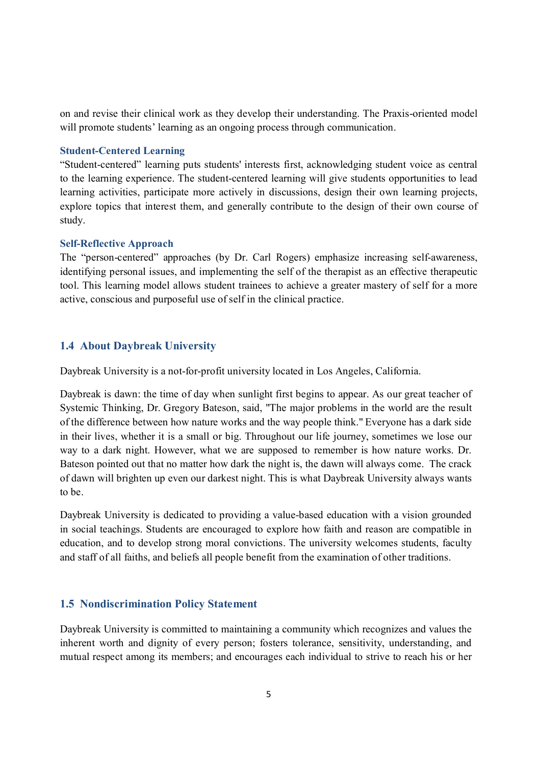on and revise their clinical work as they develop their understanding. The Praxis-oriented model will promote students' learning as an ongoing process through communication.

### Student-Centered Learning

"Student-centered" learning puts students' interests first, acknowledging student voice as central to the learning experience. The student-centered learning will give students opportunities to lead learning activities, participate more actively in discussions, design their own learning projects, explore topics that interest them, and generally contribute to the design of their own course of study.

### Self-Reflective Approach

The "person-centered" approaches (by Dr. Carl Rogers) emphasize increasing self-awareness, identifying personal issues, and implementing the self of the therapist as an effective therapeutic tool. This learning model allows student trainees to achieve a greater mastery of self for a more active, conscious and purposeful use of self in the clinical practice.

## 1.4 About Daybreak University

Daybreak University is a not-for-profit university located in Los Angeles, California.

Daybreak is dawn: the time of day when sunlight first begins to appear. As our great teacher of Systemic Thinking, Dr. Gregory Bateson, said, "The major problems in the world are the result of the difference between how nature works and the way people think." Everyone has a dark side in their lives, whether it is a small or big. Throughout our life journey, sometimes we lose our way to a dark night. However, what we are supposed to remember is how nature works. Dr. Bateson pointed out that no matter how dark the night is, the dawn will always come. The crack of dawn will brighten up even our darkest night. This is what Daybreak University always wants to be.

Daybreak University is dedicated to providing a value-based education with a vision grounded in social teachings. Students are encouraged to explore how faith and reason are compatible in education, and to develop strong moral convictions. The university welcomes students, faculty and staff of all faiths, and beliefs all people benefit from the examination of other traditions.

## 1.5 Nondiscrimination Policy Statement

Daybreak University is committed to maintaining a community which recognizes and values the inherent worth and dignity of every person; fosters tolerance, sensitivity, understanding, and mutual respect among its members; and encourages each individual to strive to reach his or her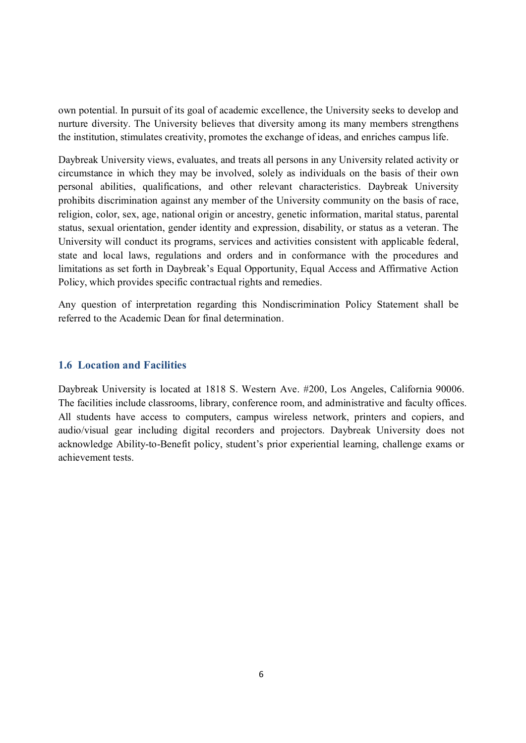own potential. In pursuit of its goal of academic excellence, the University seeks to develop and nurture diversity. The University believes that diversity among its many members strengthens the institution, stimulates creativity, promotes the exchange of ideas, and enriches campus life.

Daybreak University views, evaluates, and treats all persons in any University related activity or circumstance in which they may be involved, solely as individuals on the basis of their own personal abilities, qualifications, and other relevant characteristics. Daybreak University prohibits discrimination against any member of the University community on the basis of race, religion, color, sex, age, national origin or ancestry, genetic information, marital status, parental status, sexual orientation, gender identity and expression, disability, or status as a veteran. The University will conduct its programs, services and activities consistent with applicable federal, state and local laws, regulations and orders and in conformance with the procedures and limitations as set forth in Daybreak's Equal Opportunity, Equal Access and Affirmative Action Policy, which provides specific contractual rights and remedies.

Any question of interpretation regarding this Nondiscrimination Policy Statement shall be referred to the Academic Dean for final determination.

### 1.6 Location and Facilities

Daybreak University is located at 1818 S. Western Ave. #200, Los Angeles, California 90006. The facilities include classrooms, library, conference room, and administrative and faculty offices. All students have access to computers, campus wireless network, printers and copiers, and audio/visual gear including digital recorders and projectors. Daybreak University does not acknowledge Ability-to-Benefit policy, student's prior experiential learning, challenge exams or achievement tests.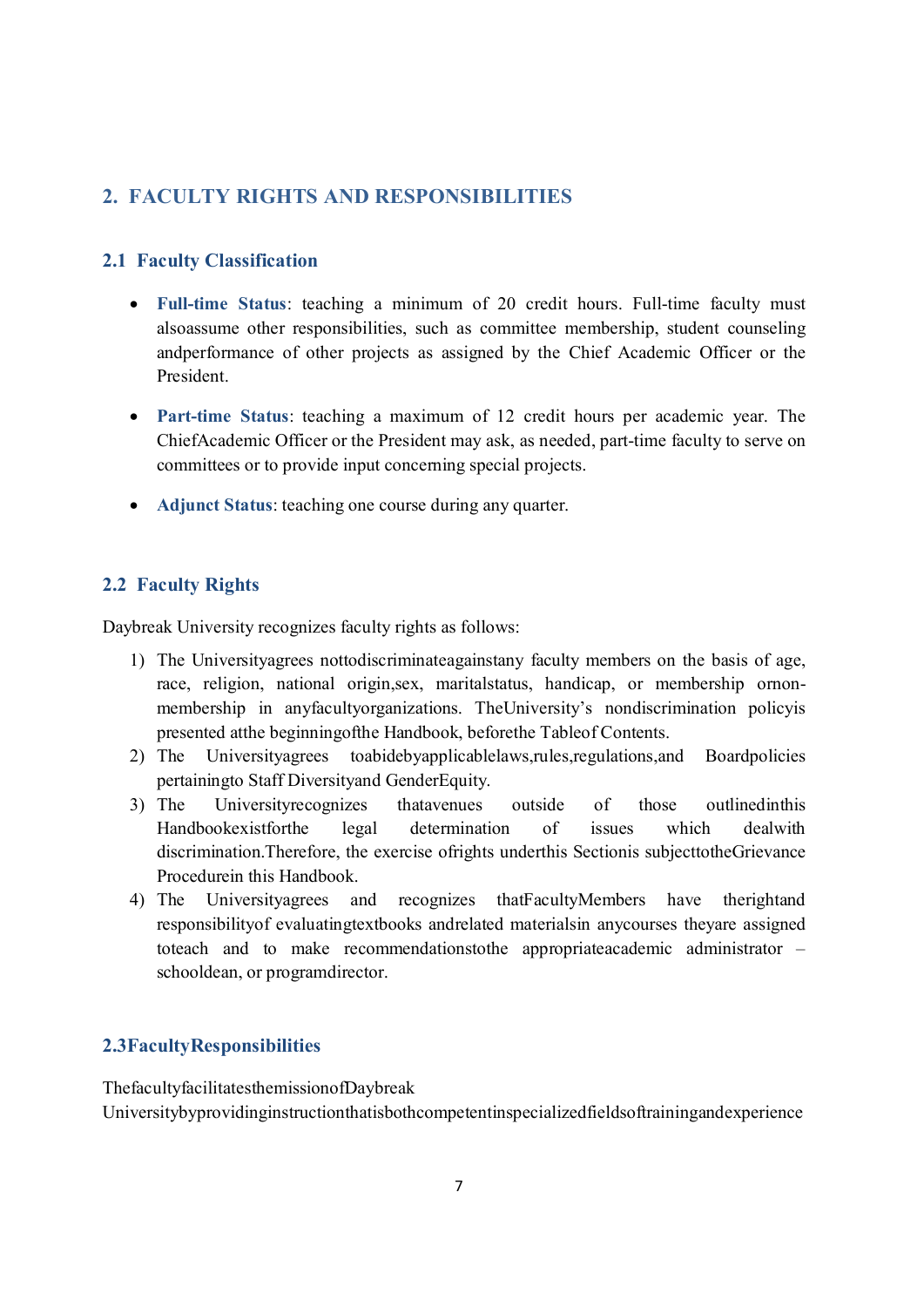## 2. FACULTY RIGHTS AND RESPONSIBILITIES

### 2.1 Faculty Classification

- **Full-time Status**: teaching a minimum of 20 credit hours. Full-time faculty must alsoassume other responsibilities, such as committee membership, student counseling andperformance of other projects as assigned by the Chief Academic Officer or the President.

- **Part-time Status**: teaching a maximum of 12 credit hours per academic year. The ChiefAcademic Officer or the President may ask, as needed, part-time faculty to serve on committees or to provide input concerning special projects.

- **Adjunct Status**: teaching one course during any quarter.

### 2.2 Faculty Rights

Daybreak University recognizes faculty rights as follows:

1) The Universityagrees nottodiscriminateagainstany faculty members on the basis of age, race, religion, national origin,sex, maritalstatus, handicap, or membership ornon-membership in anyfacultyorganizations. TheUniversity's nondiscrimination policyis presented atthe beginningofthe Handbook, beforethe Tableof Contents.
2) The Universityagrees toabidebyapplicablelaws,rules,regulations,and Boardpolicies pertainingto Staff Diversityand GenderEquity.
3) The Universityrecognizes thatavenues outside of those outlinedinthis Handbookexistforthe legal determination of issues which dealwith discrimination.Therefore, the exercise ofrights underthis Sectionis subjecttotheGrievance Procedurein this Handbook.
4) The Universityagrees and recognizes thatFacultyMembers have therightand responsibilityof evaluatingtextbooks andrelated materialsin anycourses theyare assigned toteach and to make recommendationstothe appropriateacademic administrator – schooldean, or programdirector.

### 2.3FacultyResponsibilities

ThefacultyfacilitatesthemissionofDaybreak Universitybyprovidinginstructionthatisbothcompetentinspecializedfieldsoftrainingandexperience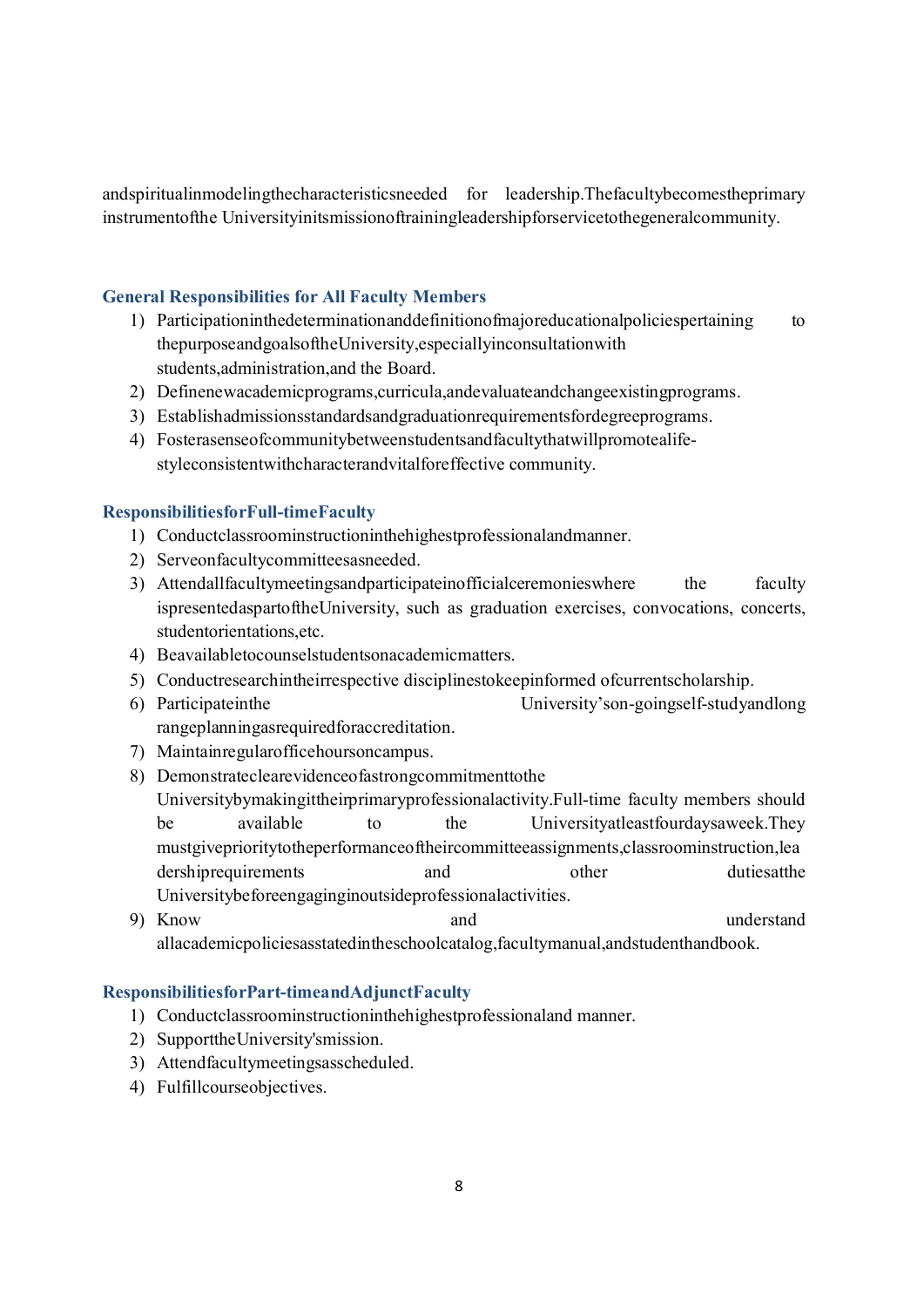andspiritualinmodelingthecharacteristicsneeded for leadership.Thefacultybecomestheprimary instrumentofthe Universityinitsmissionoftrainingleadershipforservicetothegeneralcommunity.

### General Responsibilities for All Faculty Members

1) Participationinthedeterminationanddefinitionofmajoreducationalpoliciespertaining to thepurposeandgoalsoftheUniversity,especiallyinconsultationwith students,administration,and the Board.
2) Definenewacademicprograms,curricula,andevaluateandchangeexistingprograms.
3) Establishadmissionsstandardsandgraduationrequirementsfordegreeprograms.
4) Fosterasenseofcommunitybetweenstudentsandfacultythatwillpromotealife-styleconsistentwithcharacterandvitalforeffective community.

### ResponsibilitiesforFull-timeFaculty

1) Conductclassroominstructioninthehighestprofessionalandmanner.
2) Serveonfacultycommitteesasneeded.
3) Attendallfacultymeetingsandparticipateinofficialceremonieswhere the faculty ispresentedaspartoftheUniversity, such as graduation exercises, convocations, concerts, studentorientations,etc.
4) Beavailabletocounselstudentsonacademicmatters.
5) Conductresearchintheirrespective disciplinestokeepinformed ofcurrentscholarship.
6) Participateinthe University'son-goingself-studyandlong rangeplanningasrequiredforaccreditation.
7) Maintainregularofficehoursoncampus.
8) Demonstrateclearevidenceofastrongcommitmenttothe Universitybymakingittheirprimaryprofessionalactivity.Full-time faculty members should be available to the Universityatleastfourdaysaweek.They mustgiveprioritytotheperformanceoftheircommitteeassignments,classroominstruction,leadershiprequirements and other dutiesatthe Universitybeforeengaginginoutsideprofessionalactivities.
9) Know and understand allacademicpoliciesasstatedintheschoolcatalog,facultymanual,andstudenthandbook.

### ResponsibilitiesforPart-timeandAdjunctFaculty

1) Conductclassroominstructioninthehighestprofessionaland manner.
2) SupporttheUniversity'smission.
3) Attendfacultymeetingsasscheduled.
4) Fulfillcourseobjectives.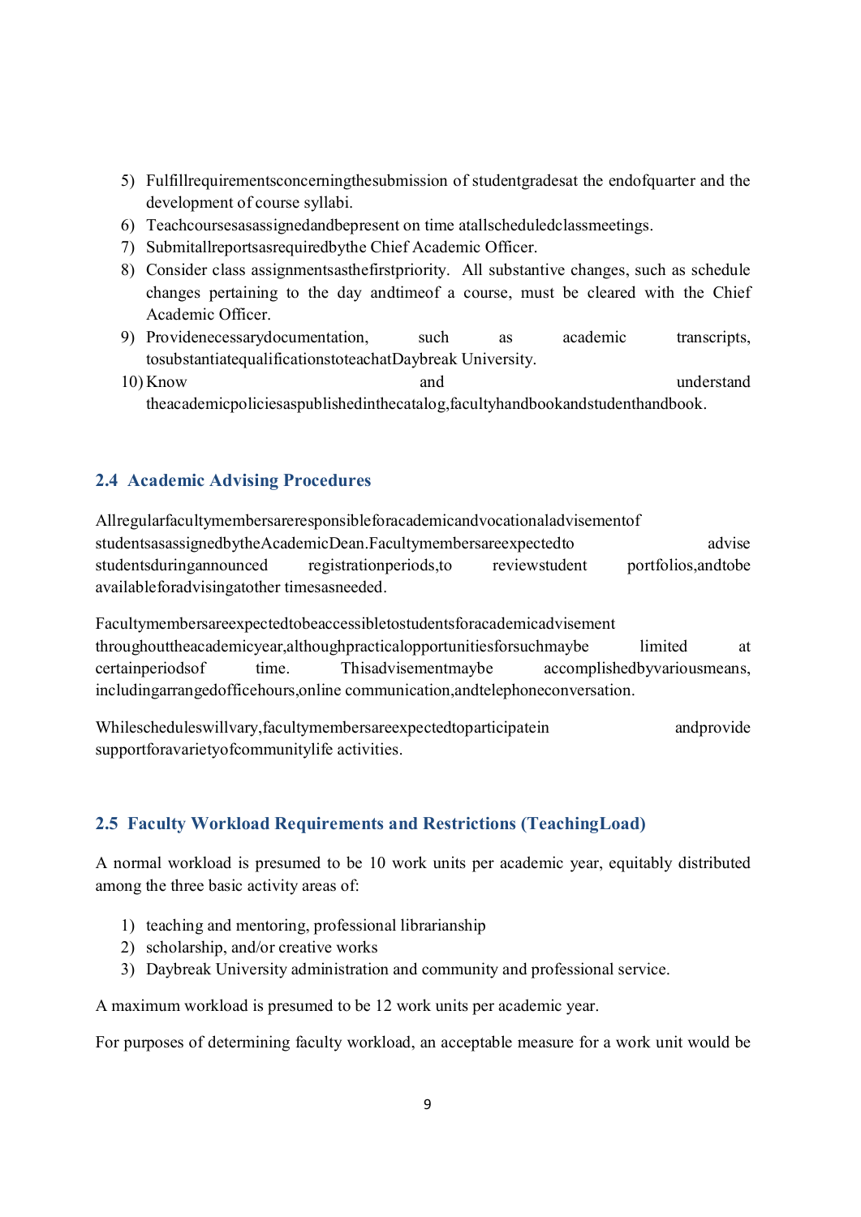5) Fulfill requirements concerning the submission of student grades at the end of quarter and the development of course syllabi.
6) Teach courses as assigned and be present on time at all scheduled class meetings.
7) Submit all reports as required by the Chief Academic Officer.
8) Consider class assignments as the first priority. All substantive changes, such as schedule changes pertaining to the day and time of a course, must be cleared with the Chief Academic Officer.
9) Provide necessary documentation, such as academic transcripts, to substantiate qualifications to teach at Daybreak University.
10) Know and understand the academic policies as published in the catalog, faculty handbook and student handbook.

### 2.4 Academic Advising Procedures

All regular faculty members are responsible for academic and vocational advisement of students as assigned by the Academic Dean. Faculty members are expected to advise students during announced registration periods, to review student portfolios, and to be available for advising at other times as needed.

Faculty members are expected to be accessible to students for academic advisement throughout the academic year, although practical opportunities for such may be limited at certain periods of time. This advisement may be accomplished by various means, including arranged office hours, online communication, and telephone conversation.

While schedules will vary, faculty members are expected to participate in and provide support for a variety of community life activities.

### 2.5 Faculty Workload Requirements and Restrictions (Teaching Load)

A normal workload is presumed to be 10 work units per academic year, equitably distributed among the three basic activity areas of:

1) teaching and mentoring, professional librarianship
2) scholarship, and/or creative works
3) Daybreak University administration and community and professional service.

A maximum workload is presumed to be 12 work units per academic year.

For purposes of determining faculty workload, an acceptable measure for a work unit would be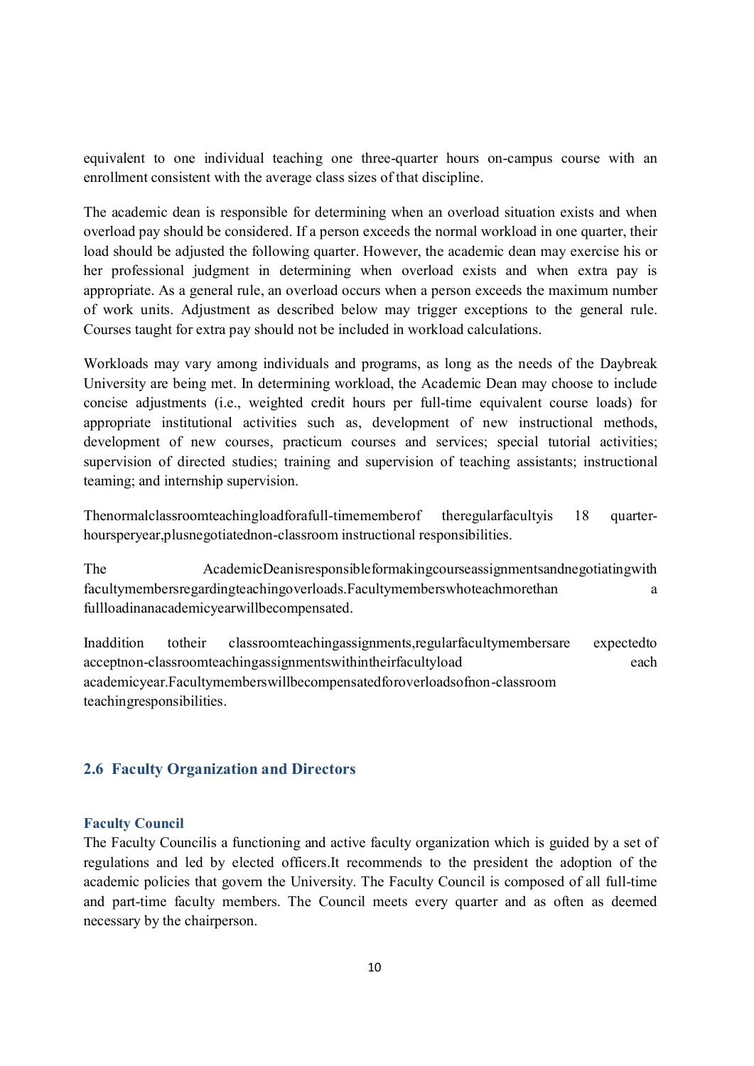equivalent to one individual teaching one three-quarter hours on-campus course with an enrollment consistent with the average class sizes of that discipline.

The academic dean is responsible for determining when an overload situation exists and when overload pay should be considered. If a person exceeds the normal workload in one quarter, their load should be adjusted the following quarter. However, the academic dean may exercise his or her professional judgment in determining when overload exists and when extra pay is appropriate. As a general rule, an overload occurs when a person exceeds the maximum number of work units. Adjustment as described below may trigger exceptions to the general rule. Courses taught for extra pay should not be included in workload calculations.

Workloads may vary among individuals and programs, as long as the needs of the Daybreak University are being met. In determining workload, the Academic Dean may choose to include concise adjustments (i.e., weighted credit hours per full-time equivalent course loads) for appropriate institutional activities such as, development of new instructional methods, development of new courses, practicum courses and services; special tutorial activities; supervision of directed studies; training and supervision of teaching assistants; instructional teaming; and internship supervision.

Thenormalclassroomteachingloadforafull-timememberof theregularfacultyis 18 quarter-hoursperyear,plusnegotiatednon-classroom instructional responsibilities.

The AcademicDeanisresponsibleformakingcourseassignmentsandnegotiatingwith facultymembersregardingteachingoverloads.Facultymemberswhoteachmorethan a fullloadinanacademicyearwillbecompensated.

Inaddition totheir classroomteachingassignments,regularfacultymembersare expectedto acceptnon-classroomteachingassignmentswithintheirfacultyload each academicyear.Facultymemberswillbecompensatedforoverloadsofnon-classroom teachingresponsibilities.

## 2.6 Faculty Organization and Directors

### Faculty Council

The Faculty Councilis a functioning and active faculty organization which is guided by a set of regulations and led by elected officers.It recommends to the president the adoption of the academic policies that govern the University. The Faculty Council is composed of all full-time and part-time faculty members. The Council meets every quarter and as often as deemed necessary by the chairperson.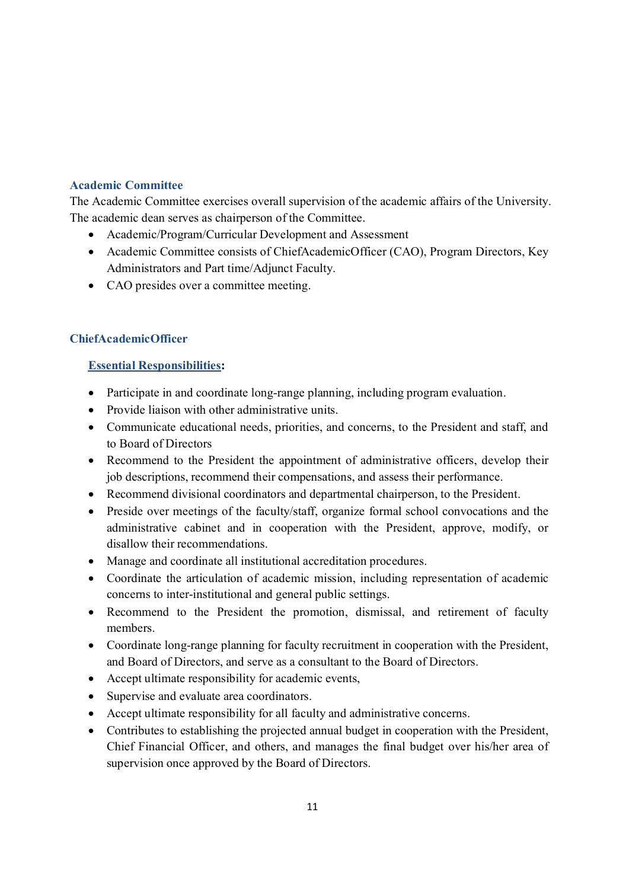### Academic Committee

The Academic Committee exercises overall supervision of the academic affairs of the University. The academic dean serves as chairperson of the Committee.

- Academic/Program/Curricular Development and Assessment
- Academic Committee consists of ChiefAcademicOfficer (CAO), Program Directors, Key Administrators and Part time/Adjunct Faculty.
- CAO presides over a committee meeting.

### ChiefAcademicOfficer

**Essential Responsibilities:**

- Participate in and coordinate long-range planning, including program evaluation.
- Provide liaison with other administrative units.
- Communicate educational needs, priorities, and concerns, to the President and staff, and to Board of Directors
- Recommend to the President the appointment of administrative officers, develop their job descriptions, recommend their compensations, and assess their performance.
- Recommend divisional coordinators and departmental chairperson, to the President.
- Preside over meetings of the faculty/staff, organize formal school convocations and the administrative cabinet and in cooperation with the President, approve, modify, or disallow their recommendations.
- Manage and coordinate all institutional accreditation procedures.
- Coordinate the articulation of academic mission, including representation of academic concerns to inter-institutional and general public settings.
- Recommend to the President the promotion, dismissal, and retirement of faculty members.
- Coordinate long-range planning for faculty recruitment in cooperation with the President, and Board of Directors, and serve as a consultant to the Board of Directors.
- Accept ultimate responsibility for academic events,
- Supervise and evaluate area coordinators.
- Accept ultimate responsibility for all faculty and administrative concerns.
- Contributes to establishing the projected annual budget in cooperation with the President, Chief Financial Officer, and others, and manages the final budget over his/her area of supervision once approved by the Board of Directors.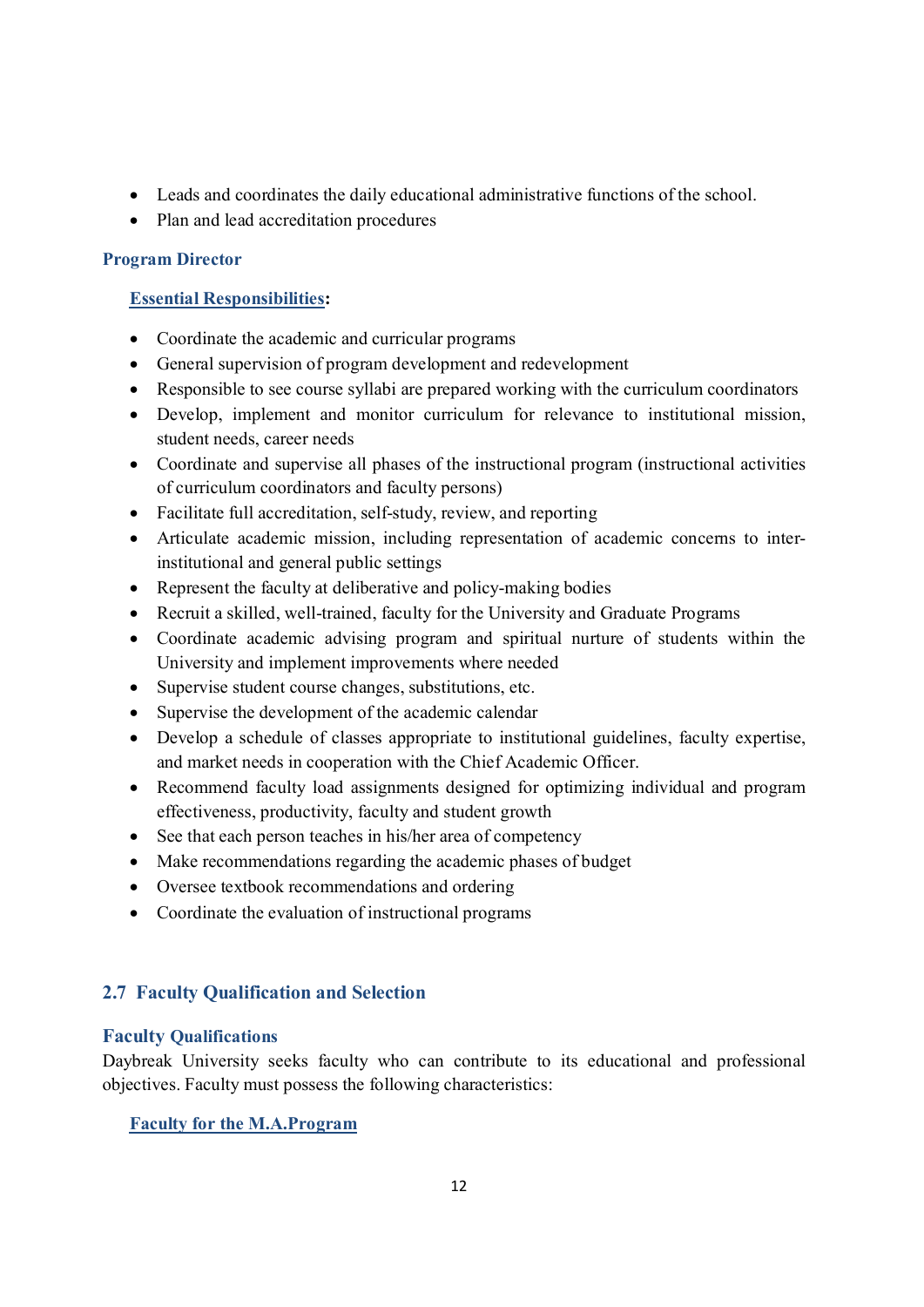- Leads and coordinates the daily educational administrative functions of the school.
- Plan and lead accreditation procedures

### Program Director

**Essential Responsibilities:**

- Coordinate the academic and curricular programs
- General supervision of program development and redevelopment
- Responsible to see course syllabi are prepared working with the curriculum coordinators
- Develop, implement and monitor curriculum for relevance to institutional mission, student needs, career needs
- Coordinate and supervise all phases of the instructional program (instructional activities of curriculum coordinators and faculty persons)
- Facilitate full accreditation, self-study, review, and reporting
- Articulate academic mission, including representation of academic concerns to inter-institutional and general public settings
- Represent the faculty at deliberative and policy-making bodies
- Recruit a skilled, well-trained, faculty for the University and Graduate Programs
- Coordinate academic advising program and spiritual nurture of students within the University and implement improvements where needed
- Supervise student course changes, substitutions, etc.
- Supervise the development of the academic calendar
- Develop a schedule of classes appropriate to institutional guidelines, faculty expertise, and market needs in cooperation with the Chief Academic Officer.
- Recommend faculty load assignments designed for optimizing individual and program effectiveness, productivity, faculty and student growth
- See that each person teaches in his/her area of competency
- Make recommendations regarding the academic phases of budget
- Oversee textbook recommendations and ordering
- Coordinate the evaluation of instructional programs

## 2.7 Faculty Qualification and Selection

### Faculty Qualifications

Daybreak University seeks faculty who can contribute to its educational and professional objectives. Faculty must possess the following characteristics:

**Faculty for the M.A.Program**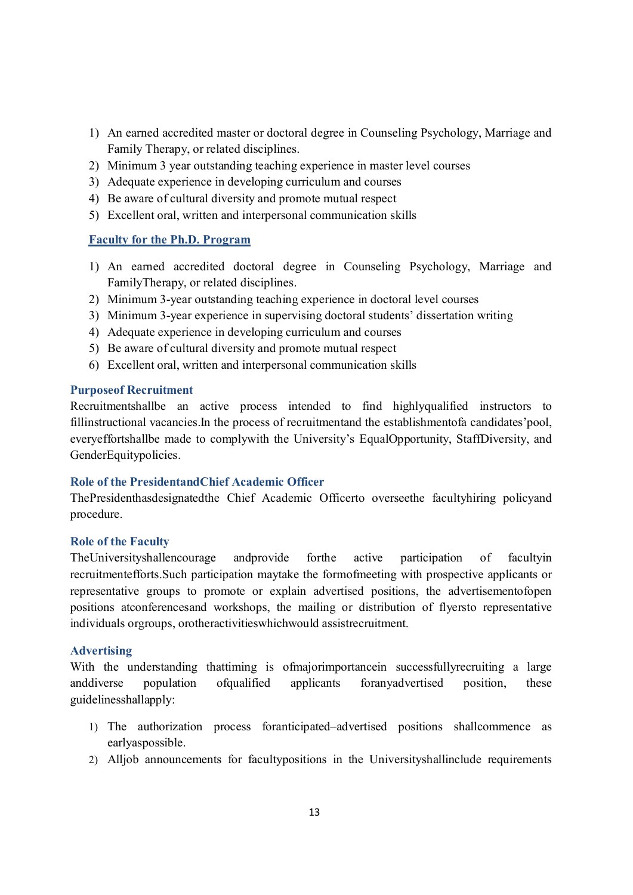1) An earned accredited master or doctoral degree in Counseling Psychology, Marriage and Family Therapy, or related disciplines.
2) Minimum 3 year outstanding teaching experience in master level courses
3) Adequate experience in developing curriculum and courses
4) Be aware of cultural diversity and promote mutual respect
5) Excellent oral, written and interpersonal communication skills

### Faculty for the Ph.D. Program

1) An earned accredited doctoral degree in Counseling Psychology, Marriage and FamilyTherapy, or related disciplines.
2) Minimum 3-year outstanding teaching experience in doctoral level courses
3) Minimum 3-year experience in supervising doctoral students' dissertation writing
4) Adequate experience in developing curriculum and courses
5) Be aware of cultural diversity and promote mutual respect
6) Excellent oral, written and interpersonal communication skills

### Purposeof Recruitment

Recruitmentshallbe an active process intended to find highlyqualified instructors to fillinstructional vacancies.In the process of recruitmentand the establishmentofa candidates'pool, everyeffortshallbe made to complywith the University's EqualOpportunity, StaffDiversity, and GenderEquitypolicies.

### Role of the PresidentandChief Academic Officer

ThePresidenthasdesignatedthe Chief Academic Officerto overseethe facultyhiring policyand procedure.

### Role of the Faculty

TheUniversityshallencourage andprovide forthe active participation of facultyin recruitmentefforts.Such participation maytake the formofmeeting with prospective applicants or representative groups to promote or explain advertised positions, the advertisementofopen positions atconferencesand workshops, the mailing or distribution of flyersto representative individuals orgroups, orotheractivitieswhichwould assistrecruitment.

### Advertising

With the understanding thattiming is ofmajorimportancein successfullyrecruiting a large anddiverse population ofqualified applicants foranyadvertised position, these guidelinesshallapply:

1) The authorization process foranticipated–advertised positions shallcommence as earlyaspossible.
2) Alljob announcements for facultypositions in the Universityshallinclude requirements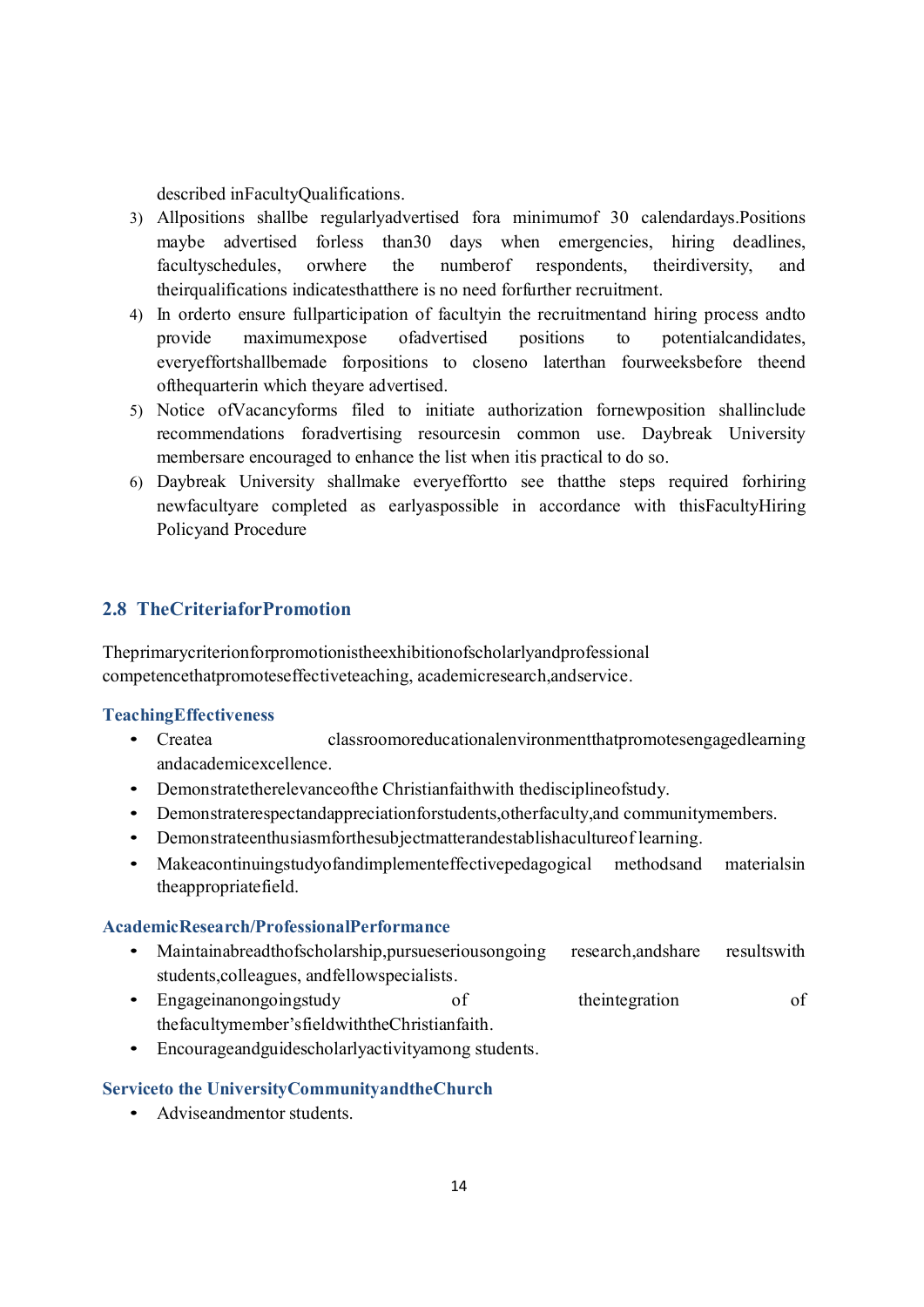described in Faculty Qualifications.

3) All positions shall be regularly advertised for a minimum of 30 calendar days. Positions may be advertised for less than 30 days when emergencies, hiring deadlines, faculty schedules, or where the number of respondents, their diversity, and their qualifications indicates that there is no need for further recruitment.
4) In order to ensure full participation of faculty in the recruitment and hiring process and to provide maximum expose of advertised positions to potential candidates, every effort shall be made for positions to close no later than four weeks before the end of the quarter in which they are advertised.
5) Notice of Vacancy forms filed to initiate authorization for new position shall include recommendations for advertising resources in common use. Daybreak University members are encouraged to enhance the list when it is practical to do so.
6) Daybreak University shall make every effort to see that the steps required for hiring new faculty are completed as early as possible in accordance with this Faculty Hiring Policy and Procedure

## 2.8 The Criteria for Promotion

The primary criterion for promotion is the exhibition of scholarly and professional competence that promotes effective teaching, academic research, and service.

### Teaching Effectiveness

- Create a classroom or educational environment that promotes engaged learning and academic excellence.
- Demonstrate the relevance of the Christian faith with the discipline of study.
- Demonstrate respect and appreciation for students, other faculty, and community members.
- Demonstrate enthusiasm for the subject matter and establish a culture of learning.
- Make a continuing study of and implement effective pedagogical methods and materials in the appropriate field.

### Academic Research/Professional Performance

- Maintain a breadth of scholarship, pursue serious ongoing research, and share results with students, colleagues, and fellow specialists.
- Engage in an ongoing study of the integration of the faculty member's field with the Christian faith.
- Encourage and guide scholarly activity among students.

### Service to the University Community and the Church

- Advise and mentor students.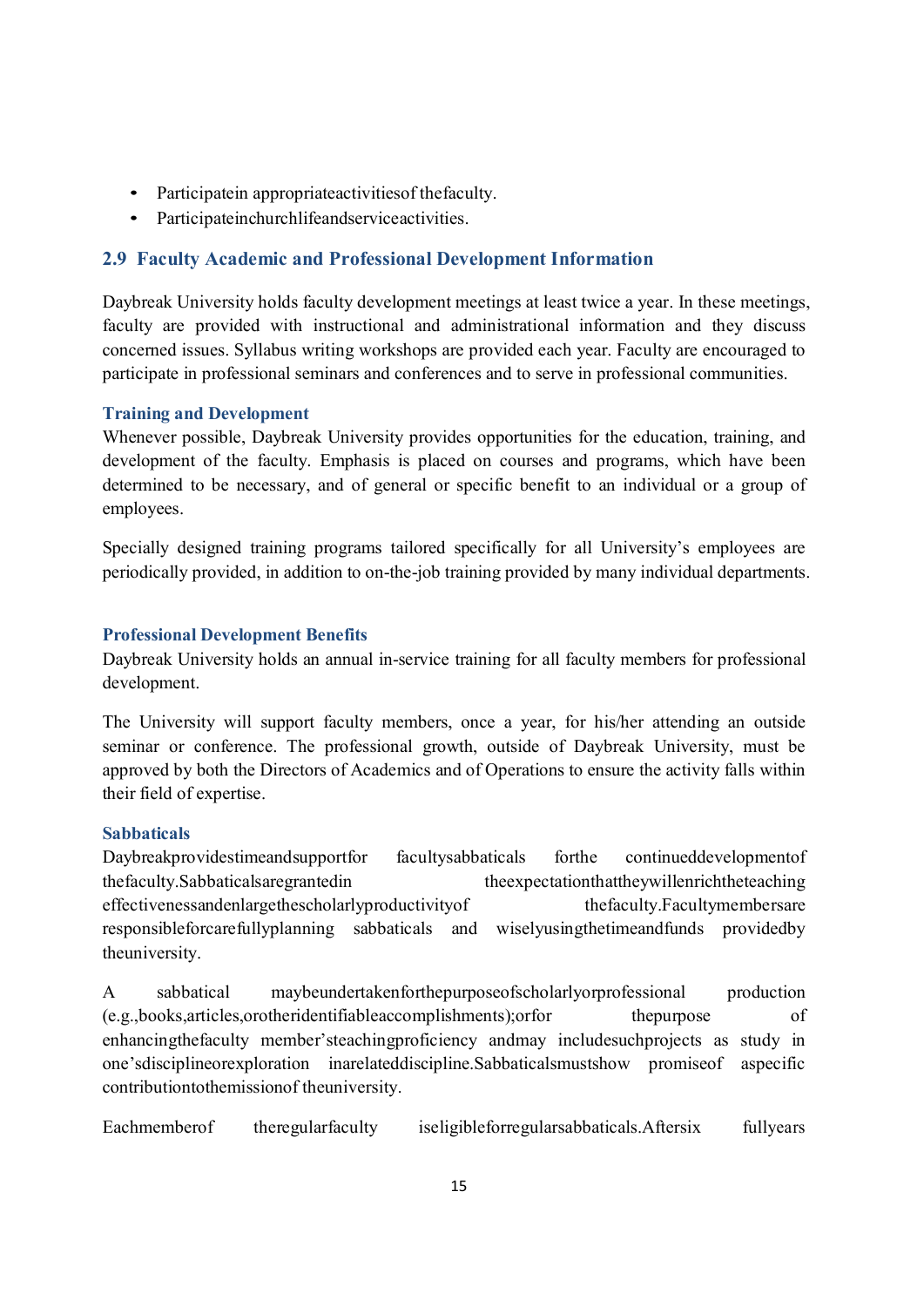- Participatein appropriateactivitiesof thefaculty.
- Participateinchurchlifeandserviceactivities.

## 2.9 Faculty Academic and Professional Development Information

Daybreak University holds faculty development meetings at least twice a year. In these meetings, faculty are provided with instructional and administrational information and they discuss concerned issues. Syllabus writing workshops are provided each year. Faculty are encouraged to participate in professional seminars and conferences and to serve in professional communities.

### Training and Development

Whenever possible, Daybreak University provides opportunities for the education, training, and development of the faculty. Emphasis is placed on courses and programs, which have been determined to be necessary, and of general or specific benefit to an individual or a group of employees.

Specially designed training programs tailored specifically for all University's employees are periodically provided, in addition to on-the-job training provided by many individual departments.

### Professional Development Benefits

Daybreak University holds an annual in-service training for all faculty members for professional development.

The University will support faculty members, once a year, for his/her attending an outside seminar or conference. The professional growth, outside of Daybreak University, must be approved by both the Directors of Academics and of Operations to ensure the activity falls within their field of expertise.

### Sabbaticals

Daybreakprovidestimeandsupportfor facultysabbaticals forthe continueddevelopmentof thefaculty.Sabbaticalsaregrantedin theexpectationthattheywillenrichtheteaching effectivenessandenlargethescholarlyproductivityof thefaculty.Facultymembersare responsibleforcarefullyplanning sabbaticals and wiselyusingthetimeandfunds providedby theuniversity.

A sabbatical maybeundertakenforthepurposeofscholarlyorprofessional production (e.g.,books,articles,orotheridentifiableaccomplishments);orfor thepurpose of enhancingthefaculty member'steachingproficiency andmay includesuchprojects as study in one'sdisciplineorexploration inarelateddiscipline.Sabbaticalsmustshow promiseof aspecific contributiontothemissionof theuniversity.

Eachmemberof theregularfaculty iseligibleforregularsabbaticals.Aftersix fullyears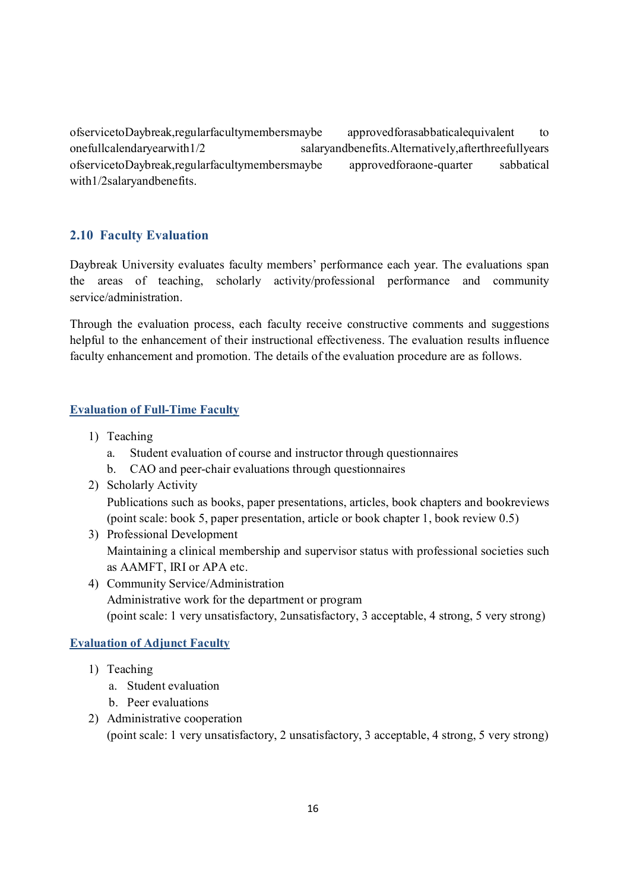ofservicetoDaybreak,regularfacultymembersmaybe approvedforasabbaticalequivalent to onefullcalendaryearwith1/2 salaryandbenefits.Alternatively,afterthreefullyears ofservicetoDaybreak,regularfacultymembersmaybe approvedforaone-quarter sabbatical with1/2salaryandbenefits.

## 2.10 Faculty Evaluation

Daybreak University evaluates faculty members' performance each year. The evaluations span the areas of teaching, scholarly activity/professional performance and community service/administration.

Through the evaluation process, each faculty receive constructive comments and suggestions helpful to the enhancement of their instructional effectiveness. The evaluation results influence faculty enhancement and promotion. The details of the evaluation procedure are as follows.

### Evaluation of Full-Time Faculty

1) Teaching
   a. Student evaluation of course and instructor through questionnaires
   b. CAO and peer-chair evaluations through questionnaires
2) Scholarly Activity
   Publications such as books, paper presentations, articles, book chapters and bookreviews (point scale: book 5, paper presentation, article or book chapter 1, book review 0.5)
3) Professional Development
   Maintaining a clinical membership and supervisor status with professional societies such as AAMFT, IRI or APA etc.
4) Community Service/Administration
   Administrative work for the department or program
   (point scale: 1 very unsatisfactory, 2unsatisfactory, 3 acceptable, 4 strong, 5 very strong)

### Evaluation of Adjunct Faculty

1) Teaching
   a. Student evaluation
   b. Peer evaluations
2) Administrative cooperation
   (point scale: 1 very unsatisfactory, 2 unsatisfactory, 3 acceptable, 4 strong, 5 very strong)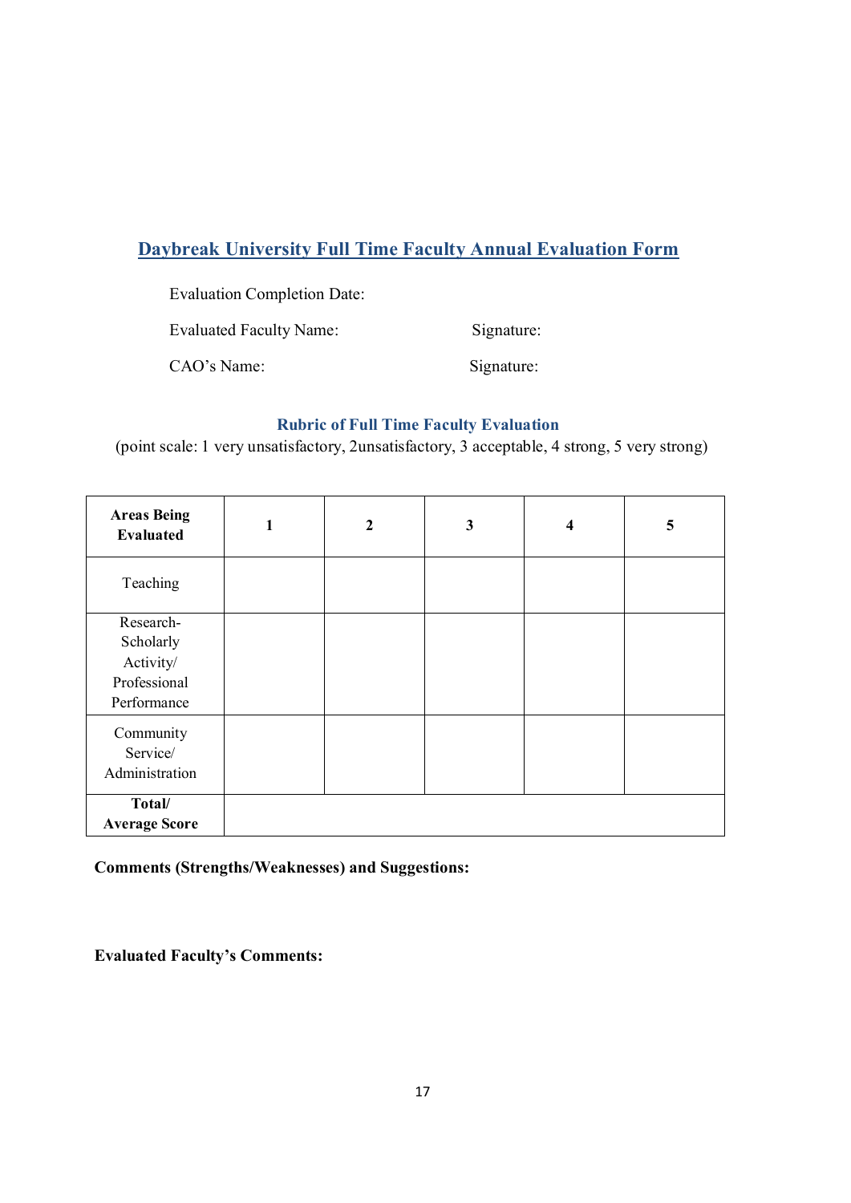## Daybreak University Full Time Faculty Annual Evaluation Form

Evaluation Completion Date:

Evaluated Faculty Name: Signature:

CAO's Name: Signature:

### Rubric of Full Time Faculty Evaluation

(point scale: 1 very unsatisfactory, 2unsatisfactory, 3 acceptable, 4 strong, 5 very strong)

| Areas Being Evaluated | 1 | 2 | 3 | 4 | 5 |
|---|---|---|---|---|---|
| Teaching | | | | | |
| Research-Scholarly Activity/ Professional Performance | | | | | |
| Community Service/ Administration | | | | | |
| **Total/ Average Score** | | | | | |

**Comments (Strengths/Weaknesses) and Suggestions:**

**Evaluated Faculty's Comments:**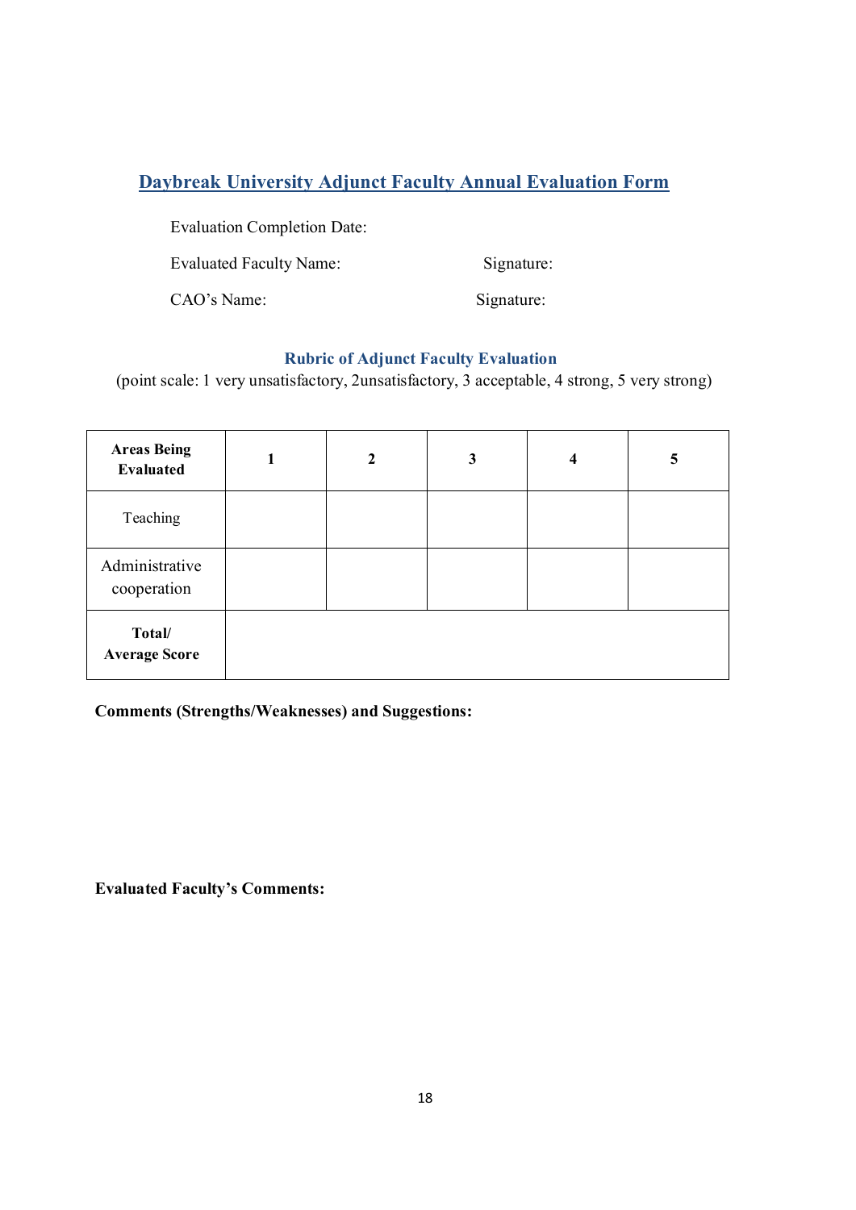## Daybreak University Adjunct Faculty Annual Evaluation Form

Evaluation Completion Date:

Evaluated Faculty Name: Signature:

CAO's Name: Signature:

### Rubric of Adjunct Faculty Evaluation

(point scale: 1 very unsatisfactory, 2unsatisfactory, 3 acceptable, 4 strong, 5 very strong)

| **Areas Being Evaluated** | **1** | **2** | **3** | **4** | **5** |
|---|---|---|---|---|---|
| Teaching | | | | | |
| Administrative cooperation | | | | | |
| **Total/ Average Score** | | | | | |

**Comments (Strengths/Weaknesses) and Suggestions:**

**Evaluated Faculty's Comments:**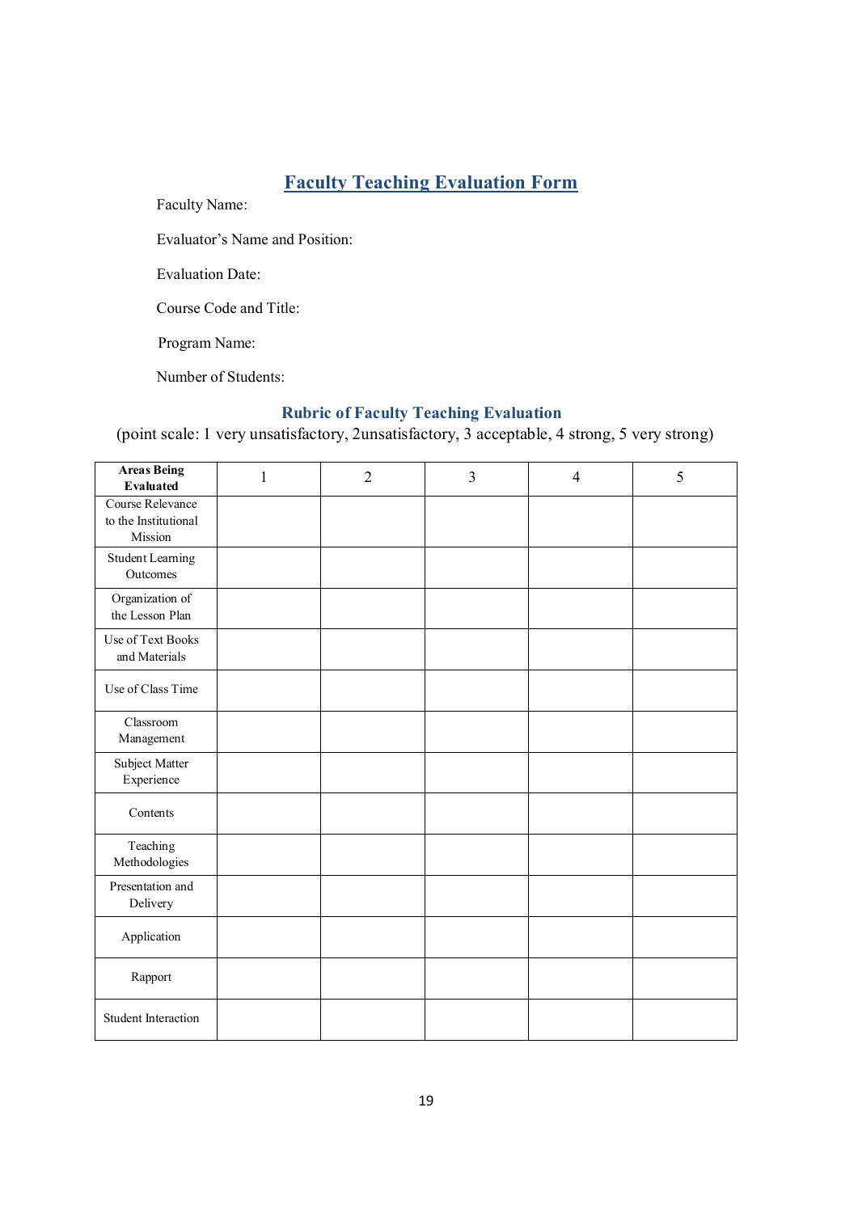# Faculty Teaching Evaluation Form

Faculty Name:

Evaluator's Name and Position:

Evaluation Date:

Course Code and Title:

Program Name:

Number of Students:

### Rubric of Faculty Teaching Evaluation

(point scale: 1 very unsatisfactory, 2unsatisfactory, 3 acceptable, 4 strong, 5 very strong)

| **Areas Being Evaluated** | 1 | 2 | 3 | 4 | 5 |
|---|---|---|---|---|---|
| Course Relevance to the Institutional Mission | | | | | |
| Student Learning Outcomes | | | | | |
| Organization of the Lesson Plan | | | | | |
| Use of Text Books and Materials | | | | | |
| Use of Class Time | | | | | |
| Classroom Management | | | | | |
| Subject Matter Experience | | | | | |
| Contents | | | | | |
| Teaching Methodologies | | | | | |
| Presentation and Delivery | | | | | |
| Application | | | | | |
| Rapport | | | | | |
| Student Interaction | | | | | |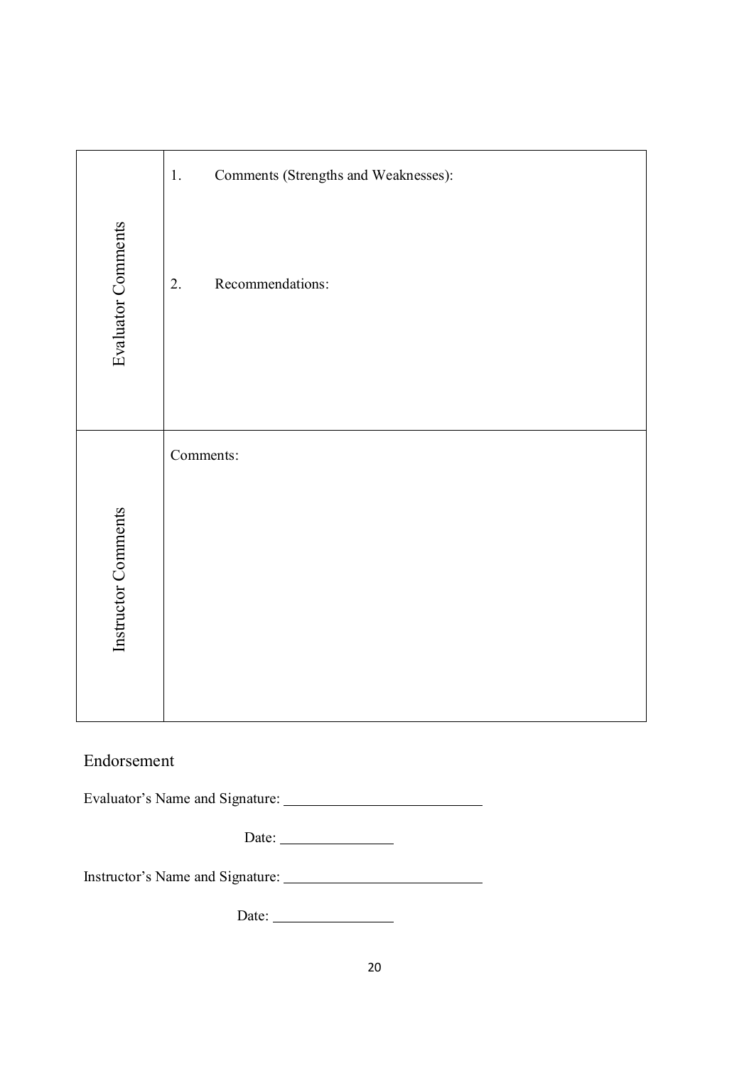| | |
|---|---|
| Evaluator Comments | 1. Comments (Strengths and Weaknesses):<br><br>2. Recommendations: |
| Instructor Comments | Comments: |

## Endorsement

Evaluator's Name and Signature: ___________________________

Date: ________________

Instructor's Name and Signature: ___________________________

Date: ________________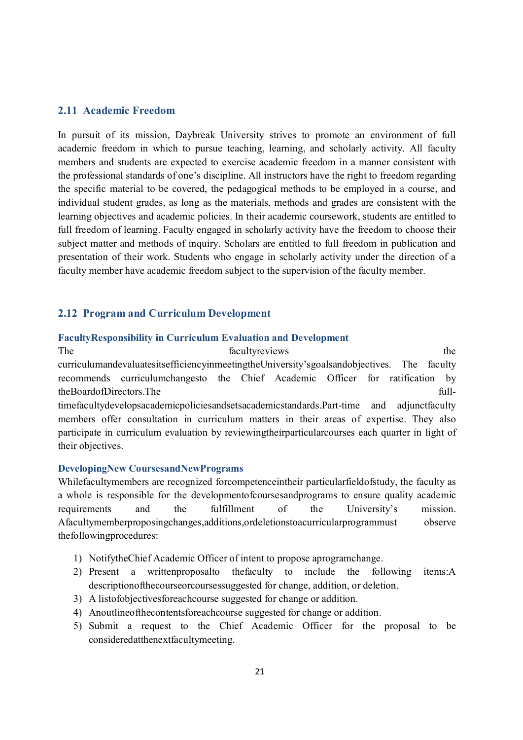## 2.11 Academic Freedom

In pursuit of its mission, Daybreak University strives to promote an environment of full academic freedom in which to pursue teaching, learning, and scholarly activity. All faculty members and students are expected to exercise academic freedom in a manner consistent with the professional standards of one's discipline. All instructors have the right to freedom regarding the specific material to be covered, the pedagogical methods to be employed in a course, and individual student grades, as long as the materials, methods and grades are consistent with the learning objectives and academic policies. In their academic coursework, students are entitled to full freedom of learning. Faculty engaged in scholarly activity have the freedom to choose their subject matter and methods of inquiry. Scholars are entitled to full freedom in publication and presentation of their work. Students who engage in scholarly activity under the direction of a faculty member have academic freedom subject to the supervision of the faculty member.

## 2.12 Program and Curriculum Development

### Faculty Responsibility in Curriculum Evaluation and Development

The faculty reviews the curriculum and evaluates its efficiency in meeting the University's goals and objectives. The faculty recommends curriculum changes to the Chief Academic Officer for ratification by the Board of Directors. The full-time faculty develops academic policies and sets academic standards. Part-time and adjunct faculty members offer consultation in curriculum matters in their areas of expertise. They also participate in curriculum evaluation by reviewing their particular courses each quarter in light of their objectives.

### Developing New Courses and New Programs

While faculty members are recognized for competence in their particular field of study, the faculty as a whole is responsible for the development of courses and programs to ensure quality academic requirements and the fulfillment of the University's mission. A faculty member proposing changes, additions, or deletions to a curricular program must observe the following procedures:

1) Notify the Chief Academic Officer of intent to propose a program change.
2) Present a written proposal to the faculty to include the following items: A description of the course or courses suggested for change, addition, or deletion.
3) A list of objectives for each course suggested for change or addition.
4) An outline of the contents for each course suggested for change or addition.
5) Submit a request to the Chief Academic Officer for the proposal to be considered at the next faculty meeting.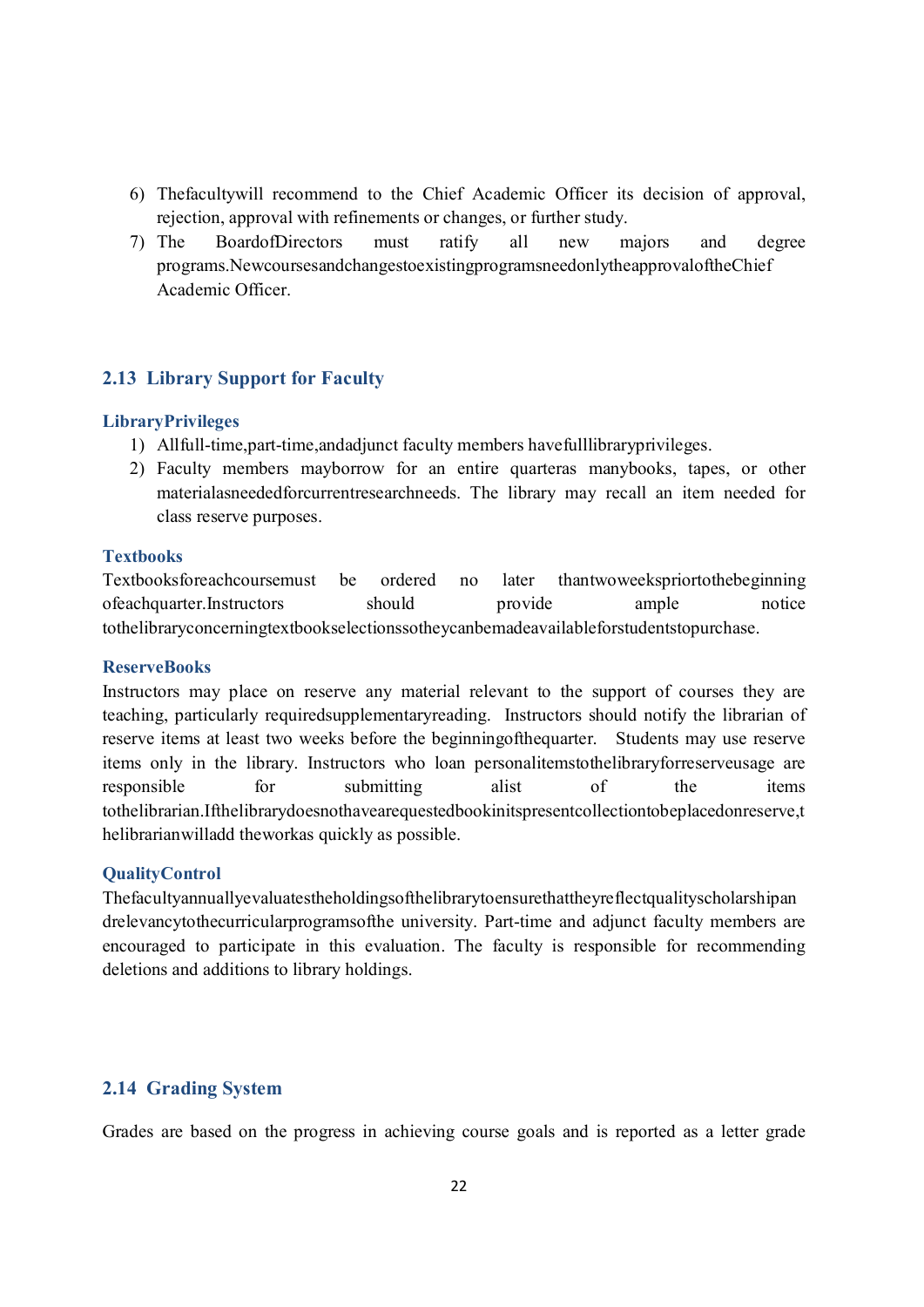6) Thefacultywill recommend to the Chief Academic Officer its decision of approval, rejection, approval with refinements or changes, or further study.
7) The BoardofDirectors must ratify all new majors and degree programs.Newcoursesandchangestoexistingprogramsneedonlytheapprovalofthe Chief Academic Officer.

## 2.13 Library Support for Faculty

### LibraryPrivileges

1) Allfull-time,part-time,andadjunct faculty members havefulllibraryprivileges.
2) Faculty members mayborrow for an entire quarteras manybooks, tapes, or other materialasneededforcurrentresearchneeds. The library may recall an item needed for class reserve purposes.

### Textbooks

Textbooksforeachcoursemust be ordered no later thantwoweekspriortothebeginning ofeachquarter.Instructors should provide ample notice tothelibraryconcerningtextbookselectionssotheycanbemadeavailableforstudentstopurchase.

### ReserveBooks

Instructors may place on reserve any material relevant to the support of courses they are teaching, particularly requiredsupplementaryreading. Instructors should notify the librarian of reserve items at least two weeks before the beginningofthequarter. Students may use reserve items only in the library. Instructors who loan personalitemstothelibraryforreserveusage are responsible for submitting alist of the items tothelibrarian.Ifthelibrarydoesnothavearequestedbookinitspresentcollectiontobeplacedonreserve,thelibrarianwilladd theworkas quickly as possible.

### QualityControl

Thefacultyannuallyevaluatestheholdingsofthelibrarytoensurethattheyreflectqualityscholarshipandrelevancytothecurricularprogramsofthe university. Part-time and adjunct faculty members are encouraged to participate in this evaluation. The faculty is responsible for recommending deletions and additions to library holdings.

## 2.14 Grading System

Grades are based on the progress in achieving course goals and is reported as a letter grade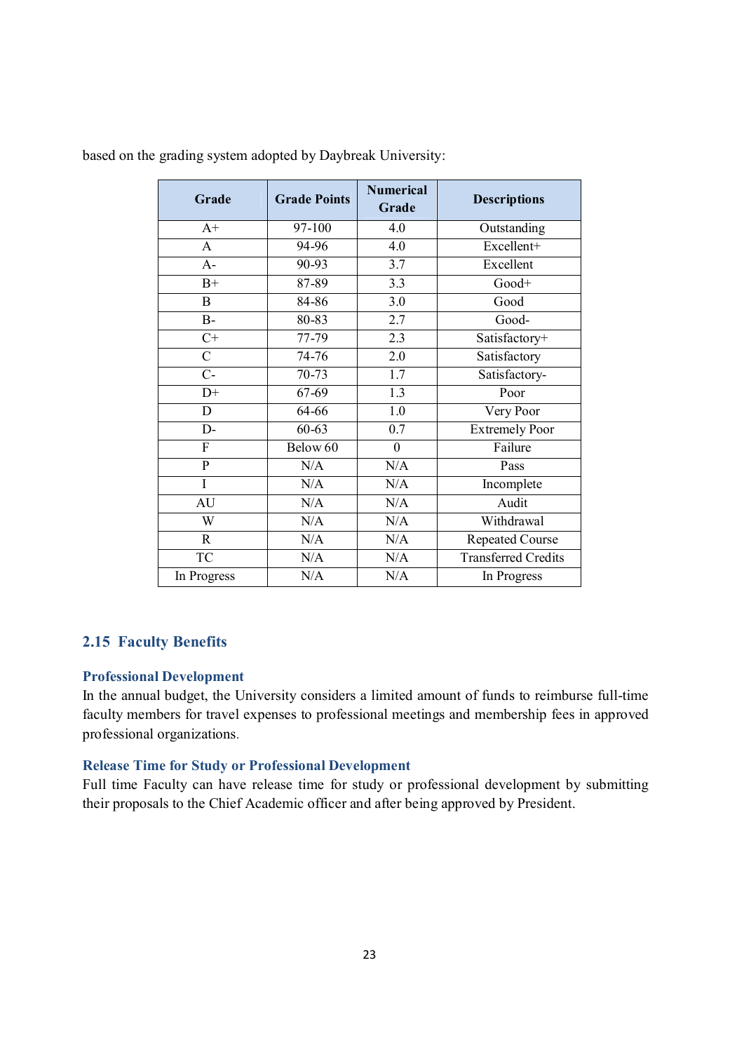based on the grading system adopted by Daybreak University:

| Grade | Grade Points | Numerical Grade | Descriptions |
|---|---|---|---|
| A+ | 97-100 | 4.0 | Outstanding |
| A | 94-96 | 4.0 | Excellent+ |
| A- | 90-93 | 3.7 | Excellent |
| B+ | 87-89 | 3.3 | Good+ |
| B | 84-86 | 3.0 | Good |
| B- | 80-83 | 2.7 | Good- |
| C+ | 77-79 | 2.3 | Satisfactory+ |
| C | 74-76 | 2.0 | Satisfactory |
| C- | 70-73 | 1.7 | Satisfactory- |
| D+ | 67-69 | 1.3 | Poor |
| D | 64-66 | 1.0 | Very Poor |
| D- | 60-63 | 0.7 | Extremely Poor |
| F | Below 60 | 0 | Failure |
| P | N/A | N/A | Pass |
| I | N/A | N/A | Incomplete |
| AU | N/A | N/A | Audit |
| W | N/A | N/A | Withdrawal |
| R | N/A | N/A | Repeated Course |
| TC | N/A | N/A | Transferred Credits |
| In Progress | N/A | N/A | In Progress |

## 2.15 Faculty Benefits

### Professional Development

In the annual budget, the University considers a limited amount of funds to reimburse full-time faculty members for travel expenses to professional meetings and membership fees in approved professional organizations.

### Release Time for Study or Professional Development

Full time Faculty can have release time for study or professional development by submitting their proposals to the Chief Academic officer and after being approved by President.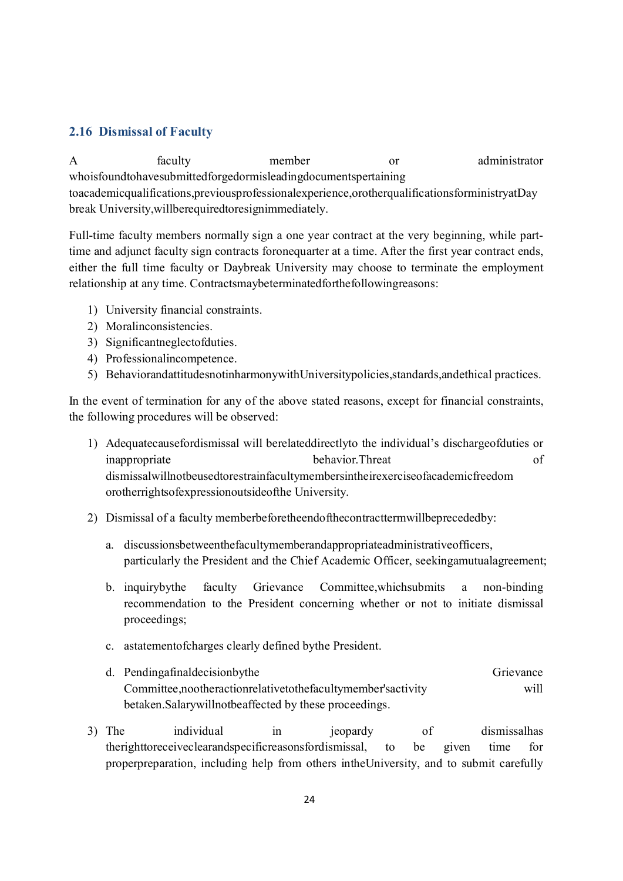## 2.16 Dismissal of Faculty

A faculty member or administrator whoisfoundtohavesubmittedforgedormisleadingdocumentspertaining toacademicqualifications,previousprofessionalexperience,orotherqualificationsforministryatDaybreak University,willberequiredtoresignimmediately.

Full-time faculty members normally sign a one year contract at the very beginning, while part-time and adjunct faculty sign contracts foronequarter at a time. After the first year contract ends, either the full time faculty or Daybreak University may choose to terminate the employment relationship at any time. Contractsmaybeterminatedforthefollowingreasons:

1) University financial constraints.
2) Moralinconsistencies.
3) Significantneglectofduties.
4) Professionalincompetence.
5) BehaviorandattitudesnotinharmonywithUniversitypolicies,standards,andethical practices.

In the event of termination for any of the above stated reasons, except for financial constraints, the following procedures will be observed:

1) Adequatecausefordismissal will berelateddirectlyto the individual's dischargeofduties or inappropriate behavior.Threat of dismissalwillnotbeusedtorestrainfacultymembersintheirexerciseofacademicfreedom orotherrightsofexpressionoutsideofthe University.

2) Dismissal of a faculty memberbeforetheendofthecontracttermwillbeprecededby:

   a. discussionsbetweenthefacultymemberandappropriateadministrativeofficers, particularly the President and the Chief Academic Officer, seekingamutualagreement;

   b. inquirybythe faculty Grievance Committee,whichsubmits a non-binding recommendation to the President concerning whether or not to initiate dismissal proceedings;

   c. astatementofcharges clearly defined bythe President.

   d. Pendingafinaldecisionbythe Grievance Committee,nootheractionrelativetothefacultymember'sactivity will betaken.Salarywillnotbeaffected by these proceedings.

3) The individual in jeopardy of dismissalhas therighttoreceiveclearandspecificreasonsfordismissal, to be given time for properpreparation, including help from others intheUniversity, and to submit carefully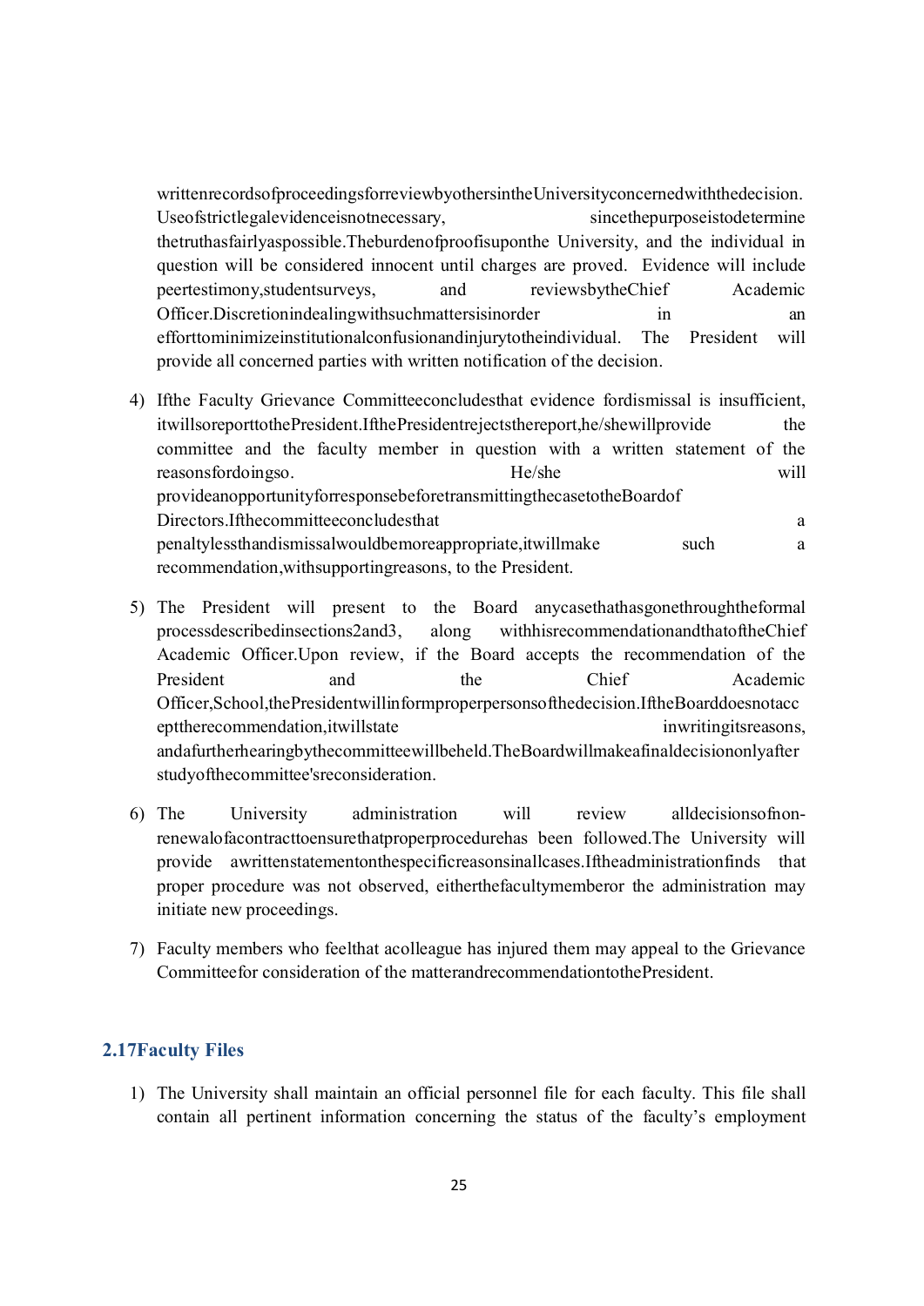writtenrecordsofproceedingsforreviewbyothersintheUniversityconcernedwiththedecision. Useofstrictlegalevidenceisnotnecessary, sincethepurposeistodetermine thetruthasfairlyaspossible.Theburdenofproofisuponthe University, and the individual in question will be considered innocent until charges are proved. Evidence will include peertestimony,studentsurveys, and reviewsbytheChief Academic Officer.Discretionindealingwithsuchmattersisinorder in an efforttominimizeinstitutionalconfusionandinjurytotheindividual. The President will provide all concerned parties with written notification of the decision.

4) Ifthe Faculty Grievance Committeeconcludesthat evidence fordismissal is insufficient, itwillsoreporttothePresident.IfthePresidentrejectsthereport,he/shewillprovide the committee and the faculty member in question with a written statement of the reasonsfordoingso. He/she will provideanopportunityforresponsebeforetransmittingthecasetotheBoardof Directors.Ifthecommitteeconcludesthat a penaltylessthandismissalwouldbemoreappropriate,itwillmake such a recommendation,withsupportingreasons, to the President.

5) The President will present to the Board anycasethathasgonethroughtheformal processdescribedinsections2and3, along withhisrecommendationandthatoftheChief Academic Officer.Upon review, if the Board accepts the recommendation of the President and the Chief Academic Officer,School,thePresidentwillinformproperpersonsofthedecision.IftheBoarddoesnotacc eptttherecommendation,itwillstate inwritingitsreasons, andafurtherhearingbythecommitteewillbeheld.TheBoardwillmakeafinaldecisiononlyafter studyofthecommittee'sreconsideration.

6) The University administration will review alldecisionsofnon-renewalofacontracttoensurethatproperprocedurehas been followed.The University will provide awrittenstatementonthespecificreasonsinallcases.Iftheadministrationfinds that proper procedure was not observed, eitherthefacultymemberor the administration may initiate new proceedings.

7) Faculty members who feelthat acolleague has injured them may appeal to the Grievance Committeefor consideration of the matterandrecommendationtothePresident.

### 2.17Faculty Files

1) The University shall maintain an official personnel file for each faculty. This file shall contain all pertinent information concerning the status of the faculty's employment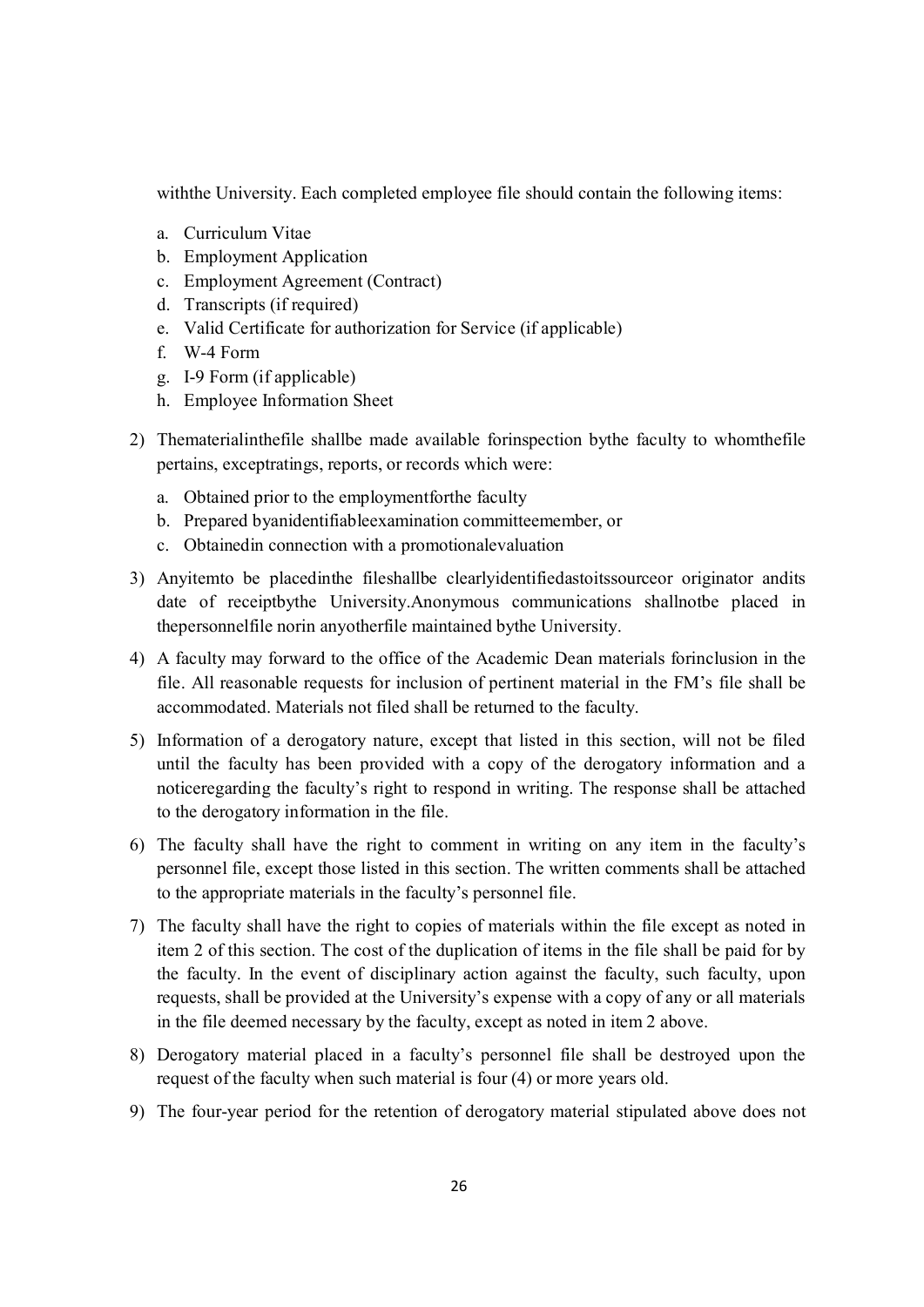withthe University. Each completed employee file should contain the following items:

a. Curriculum Vitae
b. Employment Application
c. Employment Agreement (Contract)
d. Transcripts (if required)
e. Valid Certificate for authorization for Service (if applicable)
f. W-4 Form
g. I-9 Form (if applicable)
h. Employee Information Sheet

2) Thematerialinthefile shallbe made available forinspection bythe faculty to whomthefile pertains, exceptratings, reports, or records which were:

   a. Obtained prior to the employmentforthe faculty
   b. Prepared byanidentifiableexamination committeemember, or
   c. Obtainedin connection with a promotionalevaluation

3) Anyitemto be placedinthe fileshallbe clearlyidentifiedastoitssourceor originator andits date of receiptbythe University.Anonymous communications shallnotbe placed in thepersonnelfile norin anyotherfile maintained bythe University.

4) A faculty may forward to the office of the Academic Dean materials forinclusion in the file. All reasonable requests for inclusion of pertinent material in the FM's file shall be accommodated. Materials not filed shall be returned to the faculty.

5) Information of a derogatory nature, except that listed in this section, will not be filed until the faculty has been provided with a copy of the derogatory information and a noticeregarding the faculty's right to respond in writing. The response shall be attached to the derogatory information in the file.

6) The faculty shall have the right to comment in writing on any item in the faculty's personnel file, except those listed in this section. The written comments shall be attached to the appropriate materials in the faculty's personnel file.

7) The faculty shall have the right to copies of materials within the file except as noted in item 2 of this section. The cost of the duplication of items in the file shall be paid for by the faculty. In the event of disciplinary action against the faculty, such faculty, upon requests, shall be provided at the University's expense with a copy of any or all materials in the file deemed necessary by the faculty, except as noted in item 2 above.

8) Derogatory material placed in a faculty's personnel file shall be destroyed upon the request of the faculty when such material is four (4) or more years old.

9) The four-year period for the retention of derogatory material stipulated above does not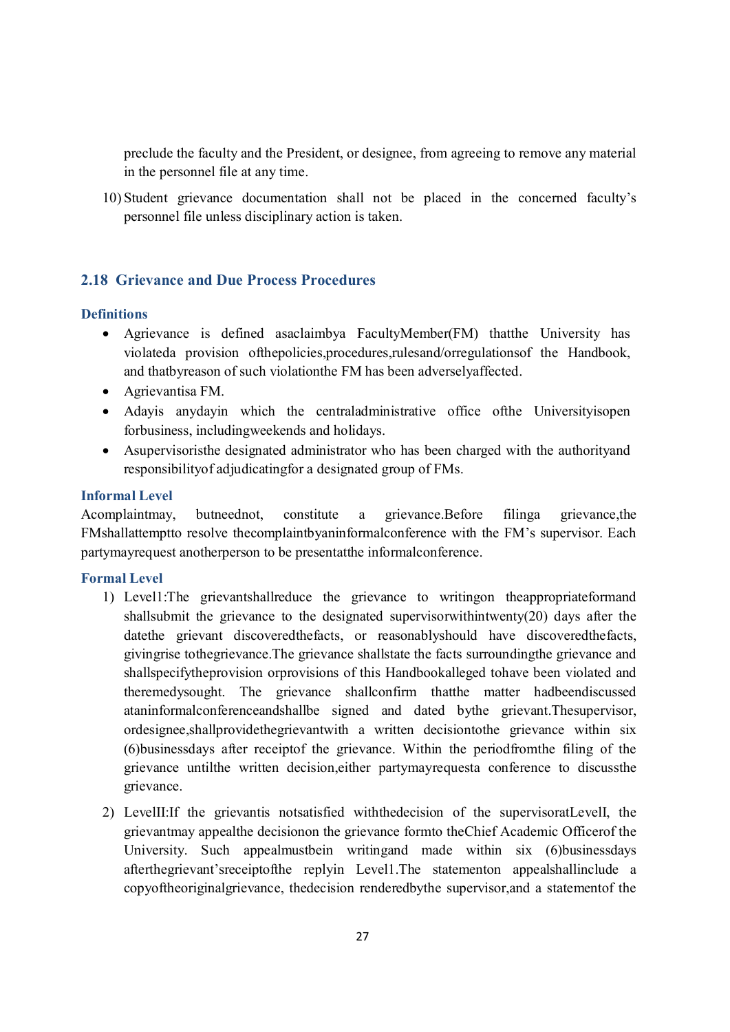preclude the faculty and the President, or designee, from agreeing to remove any material in the personnel file at any time.

10) Student grievance documentation shall not be placed in the concerned faculty's personnel file unless disciplinary action is taken.

## 2.18 Grievance and Due Process Procedures

### Definitions

- A grievance is defined as a claim by a Faculty Member (FM) that the University has violated a provision of the policies, procedures, rules and/or regulations of the Handbook, and that by reason of such violation the FM has been adversely affected.
- A grievant is a FM.
- A day is any day in which the central administrative office of the University is open for business, including weekends and holidays.
- A supervisor is the designated administrator who has been charged with the authority and responsibility of adjudicating for a designated group of FMs.

### Informal Level

A complaint may, but need not, constitute a grievance. Before filing a grievance, the FM shall attempt to resolve the complaint by an informal conference with the FM's supervisor. Each party may request another person to be present at the informal conference.

### Formal Level

1) Level 1: The grievant shall reduce the grievance to writing on the appropriate form and shall submit the grievance to the designated supervisor within twenty (20) days after the date the grievant discovered the facts, or reasonably should have discovered the facts, giving rise to the grievance. The grievance shall state the facts surrounding the grievance and shall specify the provision or provisions of this Handbook alleged to have been violated and the remedy sought. The grievance shall confirm that the matter had been discussed at an informal conference and shall be signed and dated by the grievant. The supervisor, or designee, shall provide the grievant with a written decision to the grievance within six (6) business days after receipt of the grievance. Within the period from the filing of the grievance until the written decision, either party may request a conference to discuss the grievance.

2) Level II: If the grievant is not satisfied with the decision of the supervisor at Level I, the grievant may appeal the decision on the grievance form to the Chief Academic Officer of the University. Such appeal must be in writing and made within six (6) business days after the grievant's receipt of the reply in Level 1. The statement on appeal shall include a copy of the original grievance, the decision rendered by the supervisor, and a statement of the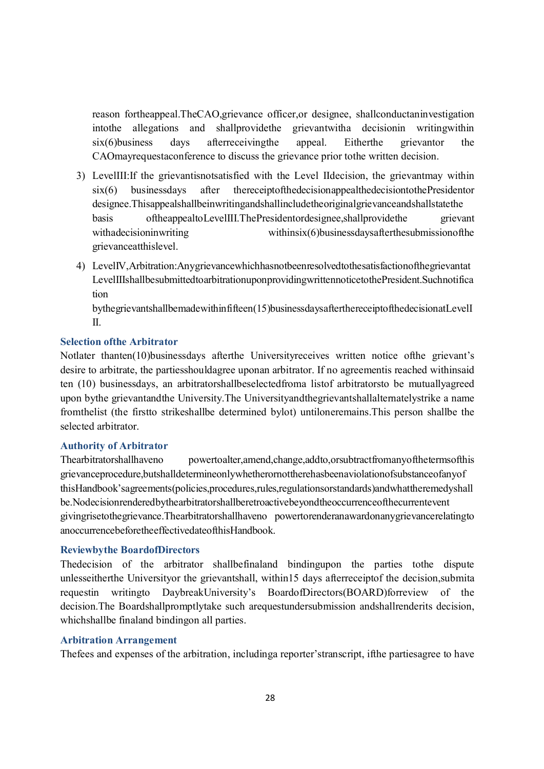reason for the appeal. The CAO, grievance officer, or designee, shall conduct an investigation into the allegations and shall provide the grievant with a decision in writing within six (6) business days after receiving the appeal. Either the grievant or the CAO may request a conference to discuss the grievance prior to the written decision.

3) Level III: If the grievant is not satisfied with the Level II decision, the grievant may within six (6) business days after the receipt of the decision appeal the decision to the President or designee. This appeal shall be in writing and shall include the original grievance and shall state the basis of the appeal to Level III. The President or designee, shall provide the grievant with a decision in writing within six (6) business days after the submission of the grievance at this level.

4) Level IV, Arbitration: Any grievance which has not been resolved to the satisfaction of the grievant at Level III shall be submitted to arbitration upon providing written notice to the President. Such notification by the grievant shall be made within fifteen (15) business days after the receipt of the decision at Level III.

### Selection of the Arbitrator

Not later than ten (10) business days after the University receives written notice of the grievant's desire to arbitrate, the parties should agree upon an arbitrator. If no agreement is reached within said ten (10) business days, an arbitrator shall be selected from a list of arbitrators to be mutually agreed upon by the grievant and the University. The University and the grievant shall alternately strike a name from the list (the first to strike shall be determined by lot) until one remains. This person shall be the selected arbitrator.

### Authority of Arbitrator

The arbitrator shall have no power to alter, amend, change, add to, or subtract from any of the terms of this grievance procedure, but shall determine only whether or not there has been a violation of substance of any of this Handbook's agreements (policies, procedures, rules, regulations or standards) and what the remedy shall be. No decision rendered by the arbitrator shall be retroactive beyond the occurrence of the current event giving rise to the grievance. The arbitrator shall have no power to render an award on any grievance relating to an occurrence before the effective date of this Handbook.

### Review by the Board of Directors

The decision of the arbitrator shall be final and binding upon the parties to the dispute unless either the University or the grievant shall, within 15 days after receipt of the decision, submit a request in writing to Daybreak University's Board of Directors (BOARD) for review of the decision. The Board shall promptly take such a request under submission and shall render its decision, which shall be final and binding on all parties.

### Arbitration Arrangement

The fees and expenses of the arbitration, including a reporter's transcript, if the parties agree to have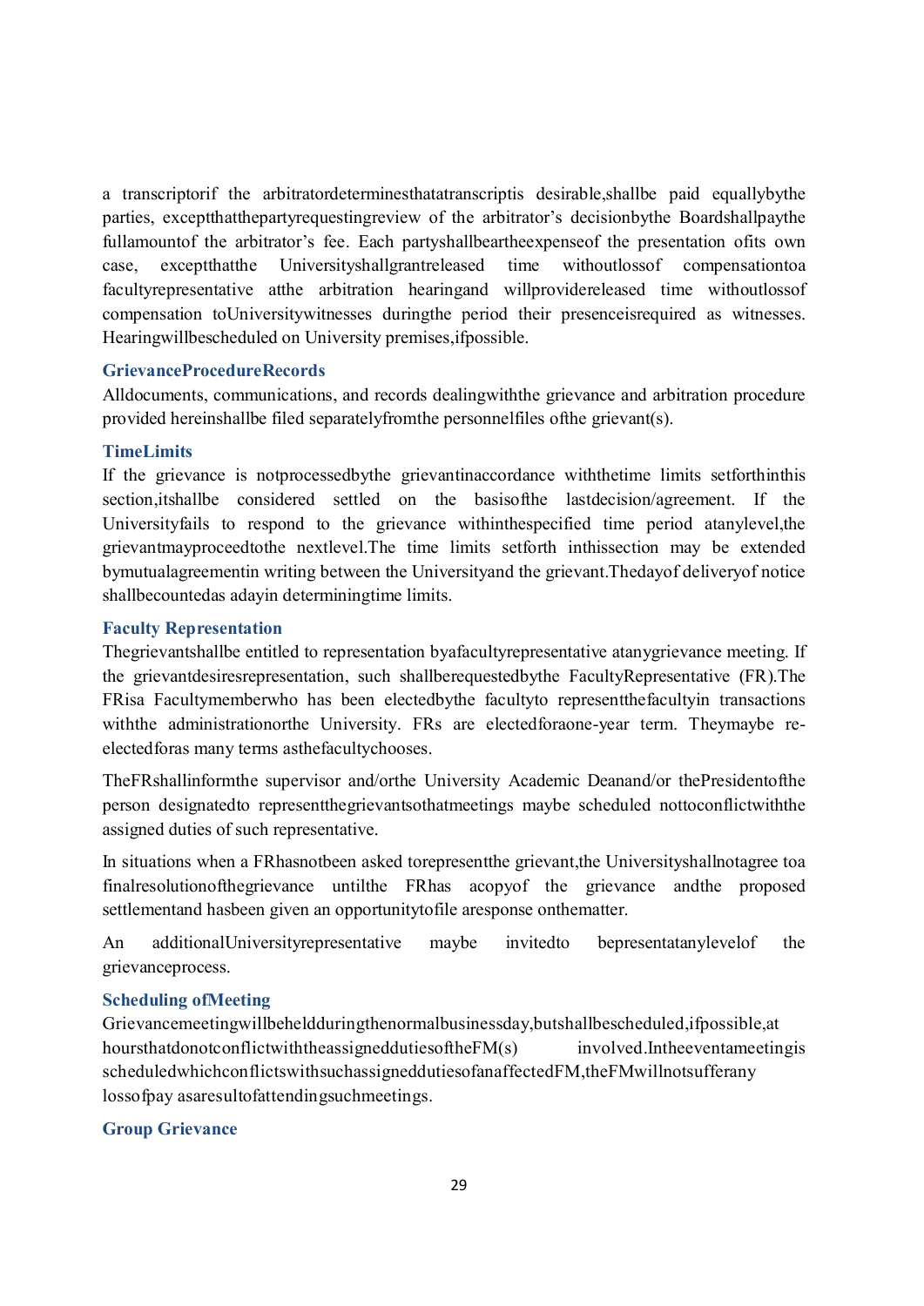a transcript or if the arbitrator determines that a transcript is desirable, shall be paid equally by the parties, except that the party requesting review of the arbitrator's decision by the Board shall pay the full amount of the arbitrator's fee. Each party shall bear the expense of the presentation of its own case, except that the University shall grant released time without loss of compensation to a faculty representative at the arbitration hearing and will provide released time without loss of compensation to University witnesses during the period their presence is required as witnesses. Hearing will be scheduled on University premises, if possible.

### Grievance Procedure Records

All documents, communications, and records dealing with the grievance and arbitration procedure provided herein shall be filed separately from the personnel files of the grievant(s).

### Time Limits

If the grievance is not processed by the grievant in accordance with the time limits set forth in this section, it shall be considered settled on the basis of the last decision/agreement. If the University fails to respond to the grievance within the specified time period at any level, the grievant may proceed to the next level. The time limits set forth in this section may be extended by mutual agreement in writing between the University and the grievant. The day of delivery of notice shall be counted as a day in determining time limits.

### Faculty Representation

The grievant shall be entitled to representation by a faculty representative at any grievance meeting. If the grievant desires representation, such shall be requested by the Faculty Representative (FR). The FR is a Faculty member who has been elected by the faculty to represent the faculty in transactions with the administration or the University. FRs are elected for a one-year term. They may be re-elected for as many terms as the faculty chooses.

The FR shall inform the supervisor and/or the University Academic Dean and/or the President of the person designated to represent the grievant so that meetings may be scheduled not to conflict with the assigned duties of such representative.

In situations when a FR has not been asked to represent the grievant, the University shall not agree to a final resolution of the grievance until the FR has a copy of the grievance and the proposed settlement and has been given an opportunity to file a response on the matter.

An additional University representative may be invited to be present at any level of the grievance process.

### Scheduling of Meeting

Grievance meeting will be held during the normal business day, but shall be scheduled, if possible, at hours that do not conflict with the assigned duties of the FM(s) involved. In the event a meeting is scheduled which conflicts with such assigned duties of an affected FM, the FM will not suffer any loss of pay as a result of attending such meetings.

### Group Grievance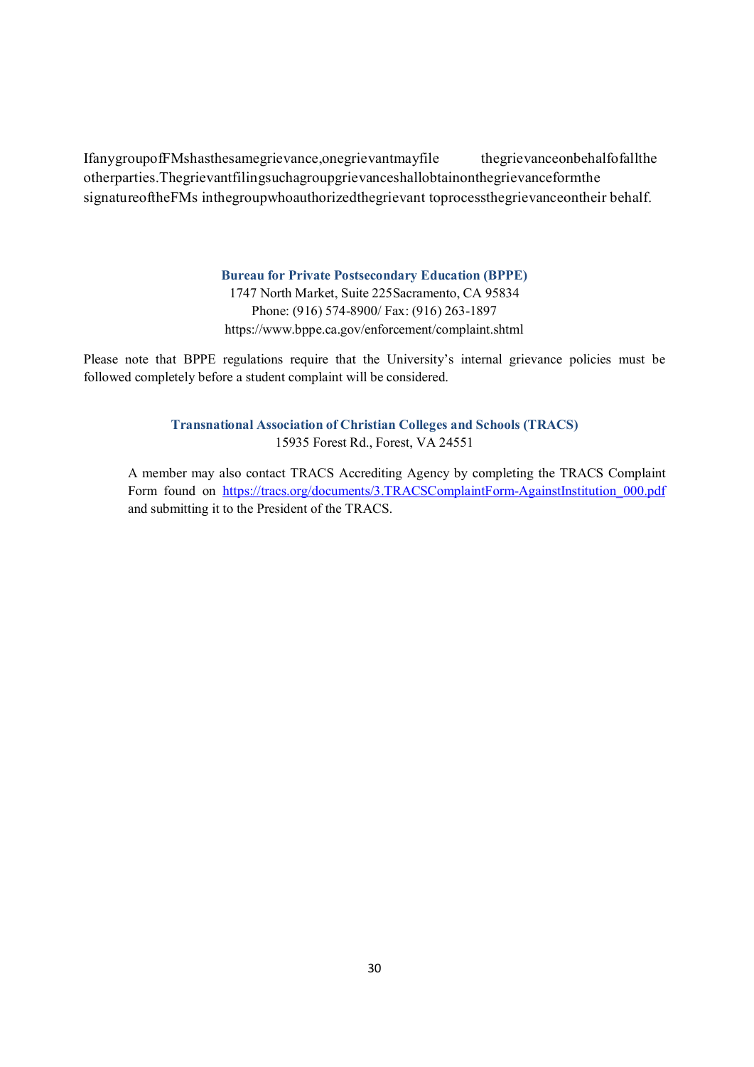If any group of FMs has the same grievance, one grievant may file the grievance on behalf of all the other parties. The grievant filing such a group grievance shall obtain on the grievance form the signature of the FMs in the group who authorized the grievant to process the grievance on their behalf.

**Bureau for Private Postsecondary Education (BPPE)**
1747 North Market, Suite 225Sacramento, CA 95834
Phone: (916) 574-8900/ Fax: (916) 263-1897
https://www.bppe.ca.gov/enforcement/complaint.shtml

Please note that BPPE regulations require that the University's internal grievance policies must be followed completely before a student complaint will be considered.

**Transnational Association of Christian Colleges and Schools (TRACS)**
15935 Forest Rd., Forest, VA 24551

A member may also contact TRACS Accrediting Agency by completing the TRACS Complaint Form found on https://tracs.org/documents/3.TRACSComplaintForm-AgainstInstitution_000.pdf and submitting it to the President of the TRACS.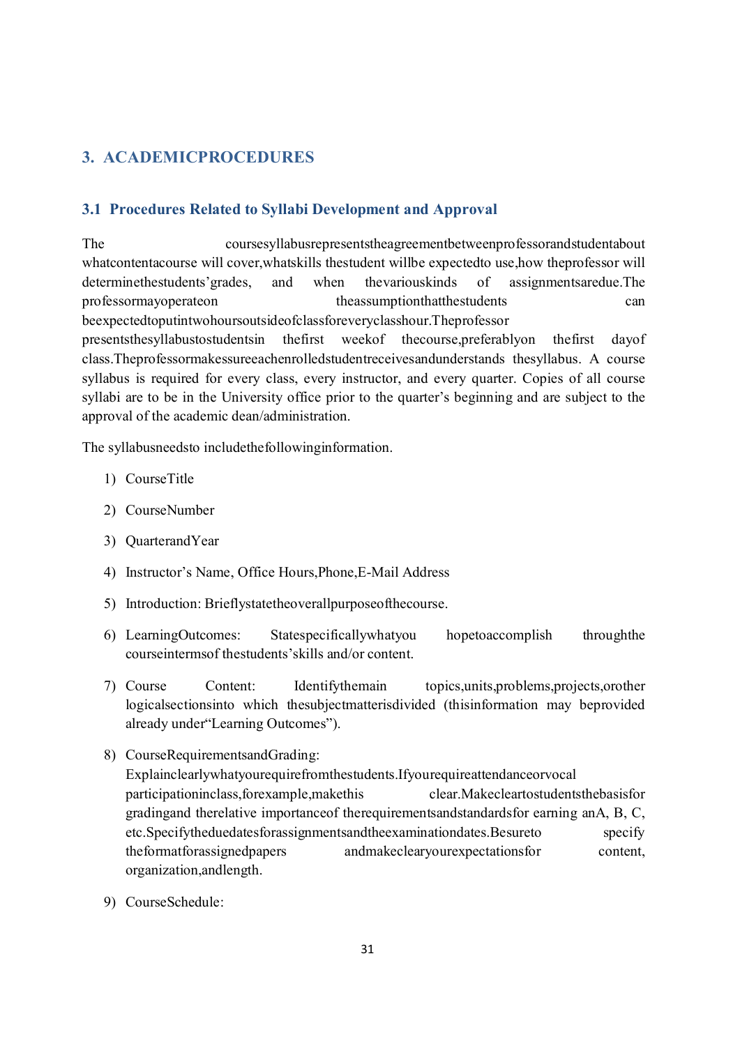## 3. ACADEMIC PROCEDURES

### 3.1 Procedures Related to Syllabi Development and Approval

The course syllabus represents the agreement between professor and student about what content a course will cover, what skills the student will be expected to use, how the professor will determine the students' grades, and when the various kinds of assignments are due. The professor may operate on the assumption that the students can be expected to put in two hours outside of class for every class hour. The professor presents the syllabus to students in the first week of the course, preferably on the first day of class. The professor makes sure each enrolled student receives and understands the syllabus. A course syllabus is required for every class, every instructor, and every quarter. Copies of all course syllabi are to be in the University office prior to the quarter's beginning and are subject to the approval of the academic dean/administration.

The syllabus needs to include the following information.

1) Course Title
2) Course Number
3) Quarter and Year
4) Instructor's Name, Office Hours, Phone, E-Mail Address
5) Introduction: Briefly state the overall purpose of the course.
6) Learning Outcomes: State specifically what you hope to accomplish through the course in terms of the students' skills and/or content.
7) Course Content: Identify the main topics, units, problems, projects, or other logical sections into which the subject matter is divided (this information may be provided already under "Learning Outcomes").
8) Course Requirements and Grading: Explain clearly what you require from the students. If you require attendance or vocal participation in class, for example, make this clear. Make clear to students the basis for grading and the relative importance of the requirements and standards for earning an A, B, C, etc. Specify the due dates for assignments and the examination dates. Be sure to specify the format for assigned papers and make clear your expectations for content, organization, and length.
9) Course Schedule: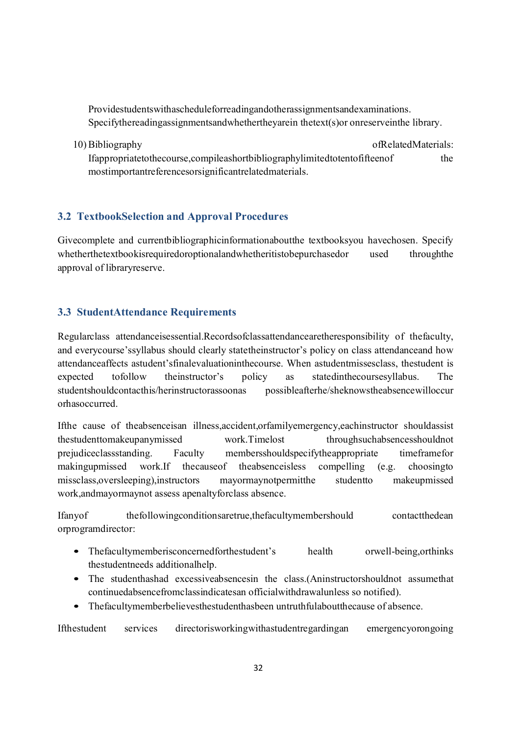Provide students with a schedule for reading and other assignments and examinations. Specify the reading assignments and whether they are in the text(s) or on reserve in the library.

10) Bibliography of Related Materials: If appropriate to the course, compile a short bibliography limited to ten to fifteen of the most important references or significant related materials.

### 3.2 Textbook Selection and Approval Procedures

Give complete and current bibliographic information about the textbooks you have chosen. Specify whether the textbook is required or optional and whether it is to be purchased or used through the approval of library reserve.

### 3.3 Student Attendance Requirements

Regular class attendance is essential. Records of class attendance are the responsibility of the faculty, and every course's syllabus should clearly state the instructor's policy on class attendance and how attendance affects a student's final evaluation in the course. When a student misses class, the student is expected to follow the instructor's policy as stated in the course syllabus. The student should contact his/her instructor as soon as possible after he/she knows the absence will occur or has occurred.

If the cause of the absence is an illness, accident, or family emergency, each instructor should assist the student to make up any missed work. Time lost through such absences should not prejudice class standing. Faculty members should specify the appropriate timeframe for making up missed work. If the cause of the absence is less compelling (e.g. choosing to miss class, oversleeping), instructors may or may not permit the student to make up missed work, and may or may not assess a penalty for class absence.

If any of the following conditions are true, the faculty member should contact the dean or program director:

- The faculty member is concerned for the student's health or well-being, or thinks the student needs additional help.
- The student has had excessive absences in the class. (An instructor should not assume that continued absence from class indicates an official withdrawal unless so notified).
- The faculty member believes the student has been untruthful about the cause of absence.

If the student services director is working with a student regarding an emergency or ongoing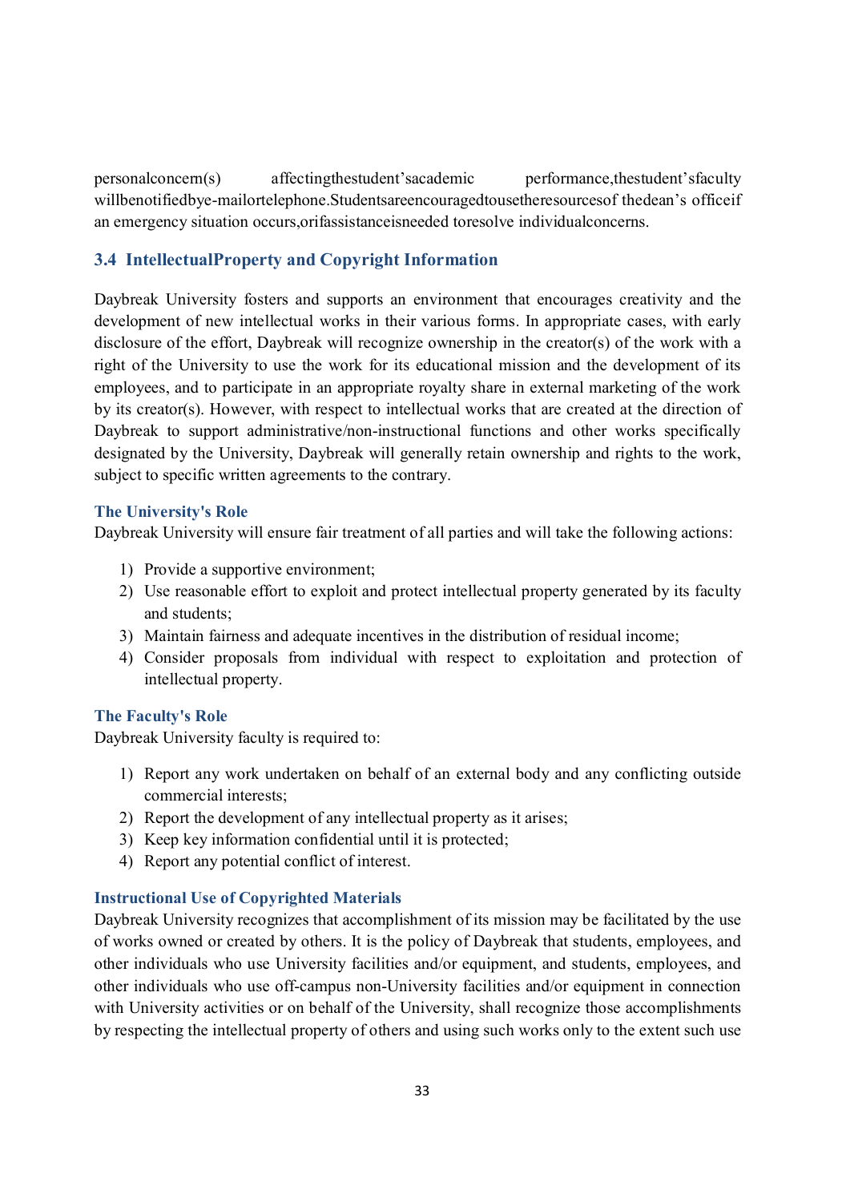personalconcern(s) affectingthestudent'sacademic performance,thestudent'sfaculty willbenotifiedbye-mailortelephone.Studentsareencouragedtousetheresourcesof thedean's officeif an emergency situation occurs,orifassistanceisneeded toresolve individualconcerns.

### 3.4 IntellectualProperty and Copyright Information

Daybreak University fosters and supports an environment that encourages creativity and the development of new intellectual works in their various forms. In appropriate cases, with early disclosure of the effort, Daybreak will recognize ownership in the creator(s) of the work with a right of the University to use the work for its educational mission and the development of its employees, and to participate in an appropriate royalty share in external marketing of the work by its creator(s). However, with respect to intellectual works that are created at the direction of Daybreak to support administrative/non-instructional functions and other works specifically designated by the University, Daybreak will generally retain ownership and rights to the work, subject to specific written agreements to the contrary.

#### The University's Role

Daybreak University will ensure fair treatment of all parties and will take the following actions:

1) Provide a supportive environment;
2) Use reasonable effort to exploit and protect intellectual property generated by its faculty and students;
3) Maintain fairness and adequate incentives in the distribution of residual income;
4) Consider proposals from individual with respect to exploitation and protection of intellectual property.

#### The Faculty's Role

Daybreak University faculty is required to:

1) Report any work undertaken on behalf of an external body and any conflicting outside commercial interests;
2) Report the development of any intellectual property as it arises;
3) Keep key information confidential until it is protected;
4) Report any potential conflict of interest.

#### Instructional Use of Copyrighted Materials

Daybreak University recognizes that accomplishment of its mission may be facilitated by the use of works owned or created by others. It is the policy of Daybreak that students, employees, and other individuals who use University facilities and/or equipment, and students, employees, and other individuals who use off-campus non-University facilities and/or equipment in connection with University activities or on behalf of the University, shall recognize those accomplishments by respecting the intellectual property of others and using such works only to the extent such use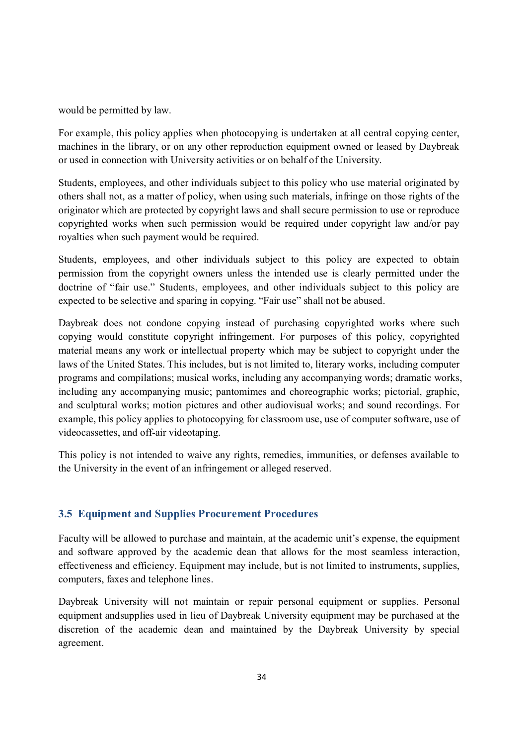would be permitted by law.

For example, this policy applies when photocopying is undertaken at all central copying center, machines in the library, or on any other reproduction equipment owned or leased by Daybreak or used in connection with University activities or on behalf of the University.

Students, employees, and other individuals subject to this policy who use material originated by others shall not, as a matter of policy, when using such materials, infringe on those rights of the originator which are protected by copyright laws and shall secure permission to use or reproduce copyrighted works when such permission would be required under copyright law and/or pay royalties when such payment would be required.

Students, employees, and other individuals subject to this policy are expected to obtain permission from the copyright owners unless the intended use is clearly permitted under the doctrine of "fair use." Students, employees, and other individuals subject to this policy are expected to be selective and sparing in copying. "Fair use" shall not be abused.

Daybreak does not condone copying instead of purchasing copyrighted works where such copying would constitute copyright infringement. For purposes of this policy, copyrighted material means any work or intellectual property which may be subject to copyright under the laws of the United States. This includes, but is not limited to, literary works, including computer programs and compilations; musical works, including any accompanying words; dramatic works, including any accompanying music; pantomimes and choreographic works; pictorial, graphic, and sculptural works; motion pictures and other audiovisual works; and sound recordings. For example, this policy applies to photocopying for classroom use, use of computer software, use of videocassettes, and off-air videotaping.

This policy is not intended to waive any rights, remedies, immunities, or defenses available to the University in the event of an infringement or alleged reserved.

### 3.5 Equipment and Supplies Procurement Procedures

Faculty will be allowed to purchase and maintain, at the academic unit's expense, the equipment and software approved by the academic dean that allows for the most seamless interaction, effectiveness and efficiency. Equipment may include, but is not limited to instruments, supplies, computers, faxes and telephone lines.

Daybreak University will not maintain or repair personal equipment or supplies. Personal equipment andsupplies used in lieu of Daybreak University equipment may be purchased at the discretion of the academic dean and maintained by the Daybreak University by special agreement.